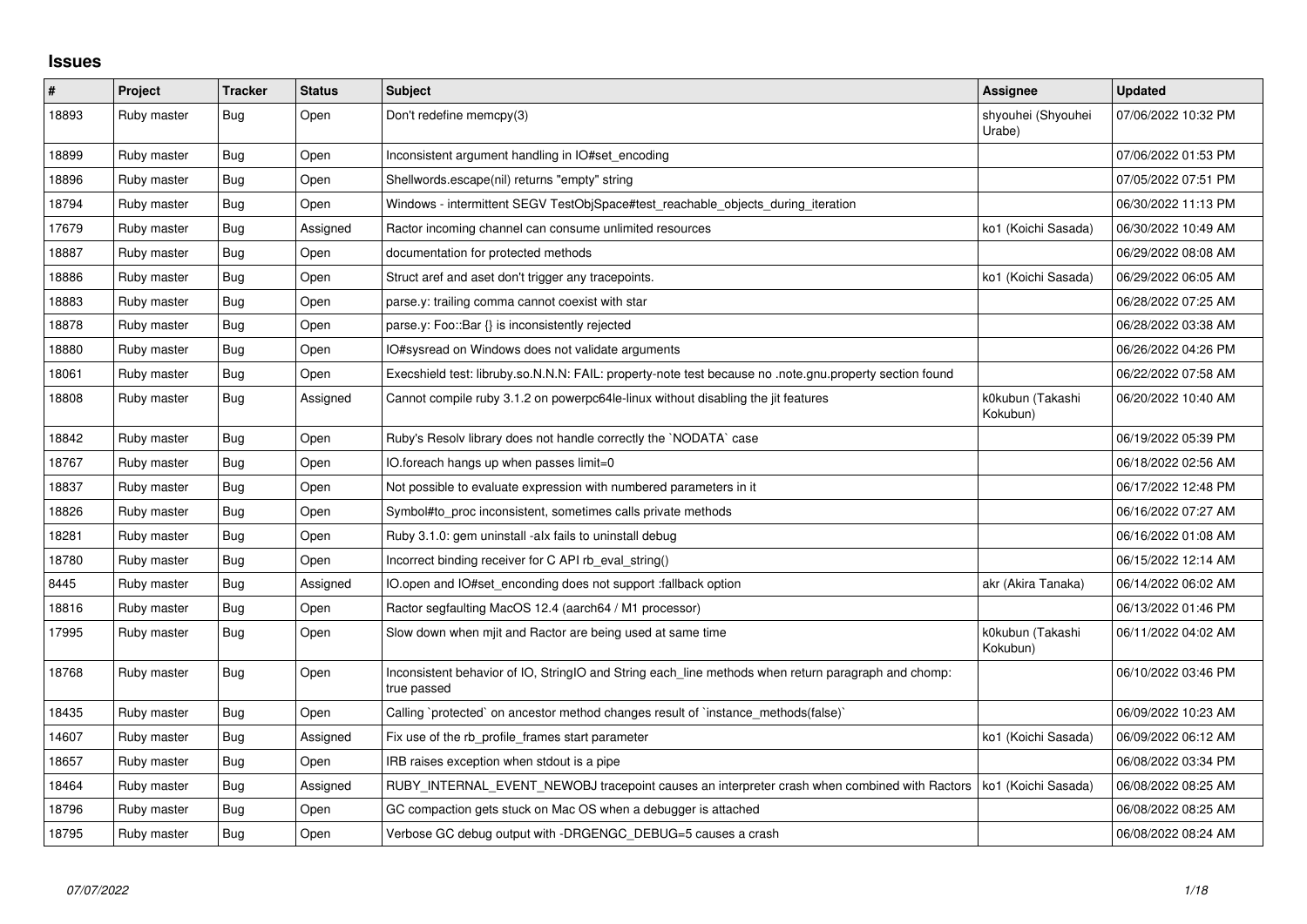# Issues

| # | Project | Tracker | Status | Subject | Assignee | Updated |
|---|---|---|---|---|---|---|
| 18893 | Ruby master | Bug | Open | Don't redefine memcpy(3) | shyouhei (Shyouhei Urabe) | 07/06/2022 10:32 PM |
| 18899 | Ruby master | Bug | Open | Inconsistent argument handling in IO#set_encoding | | 07/06/2022 01:53 PM |
| 18896 | Ruby master | Bug | Open | Shellwords.escape(nil) returns "empty" string | | 07/05/2022 07:51 PM |
| 18794 | Ruby master | Bug | Open | Windows - intermittent SEGV TestObjSpace#test_reachable_objects_during_iteration | | 06/30/2022 11:13 PM |
| 17679 | Ruby master | Bug | Assigned | Ractor incoming channel can consume unlimited resources | ko1 (Koichi Sasada) | 06/30/2022 10:49 AM |
| 18887 | Ruby master | Bug | Open | documentation for protected methods | | 06/29/2022 08:08 AM |
| 18886 | Ruby master | Bug | Open | Struct aref and aset don't trigger any tracepoints. | ko1 (Koichi Sasada) | 06/29/2022 06:05 AM |
| 18883 | Ruby master | Bug | Open | parse.y: trailing comma cannot coexist with star | | 06/28/2022 07:25 AM |
| 18878 | Ruby master | Bug | Open | parse.y: Foo::Bar {} is inconsistently rejected | | 06/28/2022 03:38 AM |
| 18880 | Ruby master | Bug | Open | IO#sysread on Windows does not validate arguments | | 06/26/2022 04:26 PM |
| 18061 | Ruby master | Bug | Open | Execshield test: libruby.so.N.N.N: FAIL: property-note test because no .note.gnu.property section found | | 06/22/2022 07:58 AM |
| 18808 | Ruby master | Bug | Assigned | Cannot compile ruby 3.1.2 on powerpc64le-linux without disabling the jit features | k0kubun (Takashi Kokubun) | 06/20/2022 10:40 AM |
| 18842 | Ruby master | Bug | Open | Ruby's Resolv library does not handle correctly the `NODATA` case | | 06/19/2022 05:39 PM |
| 18767 | Ruby master | Bug | Open | IO.foreach hangs up when passes limit=0 | | 06/18/2022 02:56 AM |
| 18837 | Ruby master | Bug | Open | Not possible to evaluate expression with numbered parameters in it | | 06/17/2022 12:48 PM |
| 18826 | Ruby master | Bug | Open | Symbol#to_proc inconsistent, sometimes calls private methods | | 06/16/2022 07:27 AM |
| 18281 | Ruby master | Bug | Open | Ruby 3.1.0: gem uninstall -alx fails to uninstall debug | | 06/16/2022 01:08 AM |
| 18780 | Ruby master | Bug | Open | Incorrect binding receiver for C API rb_eval_string() | | 06/15/2022 12:14 AM |
| 8445 | Ruby master | Bug | Assigned | IO.open and IO#set_enconding does not support :fallback option | akr (Akira Tanaka) | 06/14/2022 06:02 AM |
| 18816 | Ruby master | Bug | Open | Ractor segfaulting MacOS 12.4 (aarch64 / M1 processor) | | 06/13/2022 01:46 PM |
| 17995 | Ruby master | Bug | Open | Slow down when mjit and Ractor are being used at same time | k0kubun (Takashi Kokubun) | 06/11/2022 04:02 AM |
| 18768 | Ruby master | Bug | Open | Inconsistent behavior of IO, StringIO and String each_line methods when return paragraph and chomp: true passed | | 06/10/2022 03:46 PM |
| 18435 | Ruby master | Bug | Open | Calling `protected` on ancestor method changes result of `instance_methods(false)` | | 06/09/2022 10:23 AM |
| 14607 | Ruby master | Bug | Assigned | Fix use of the rb_profile_frames start parameter | ko1 (Koichi Sasada) | 06/09/2022 06:12 AM |
| 18657 | Ruby master | Bug | Open | IRB raises exception when stdout is a pipe | | 06/08/2022 03:34 PM |
| 18464 | Ruby master | Bug | Assigned | RUBY_INTERNAL_EVENT_NEWOBJ tracepoint causes an interpreter crash when combined with Ractors | ko1 (Koichi Sasada) | 06/08/2022 08:25 AM |
| 18796 | Ruby master | Bug | Open | GC compaction gets stuck on Mac OS when a debugger is attached | | 06/08/2022 08:25 AM |
| 18795 | Ruby master | Bug | Open | Verbose GC debug output with -DRGENGC_DEBUG=5 causes a crash | | 06/08/2022 08:24 AM |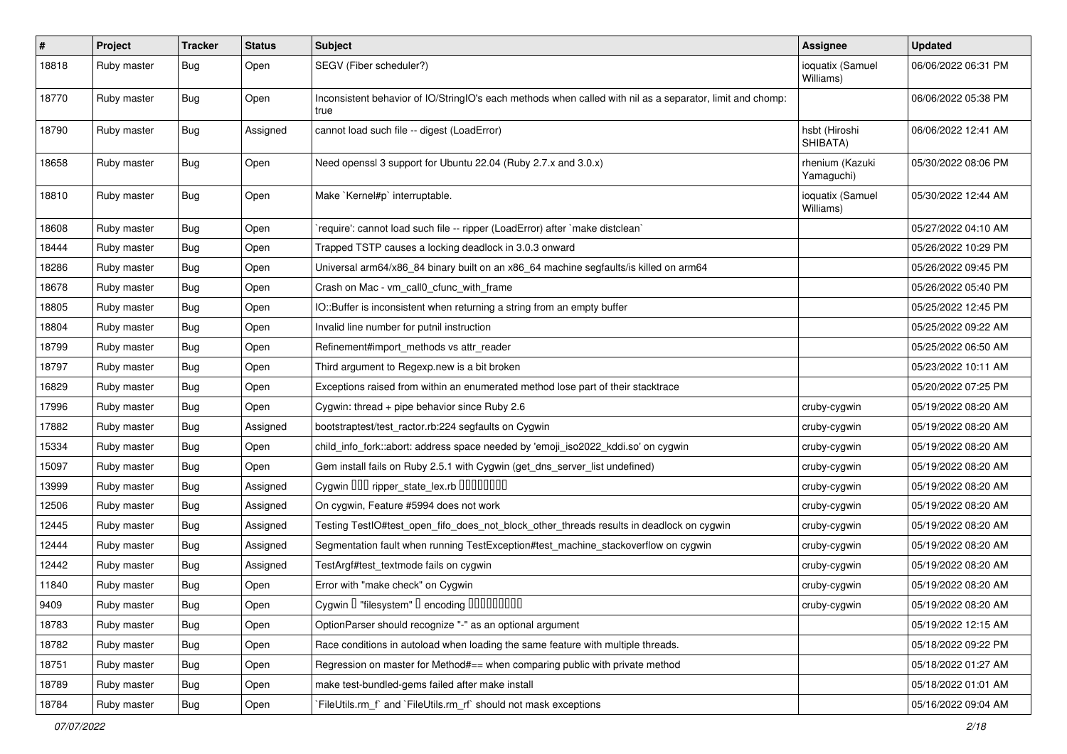| # | Project | Tracker | Status | Subject | Assignee | Updated |
|---|---|---|---|---|---|---|
| 18818 | Ruby master | Bug | Open | SEGV (Fiber scheduler?) | ioquatix (Samuel Williams) | 06/06/2022 06:31 PM |
| 18770 | Ruby master | Bug | Open | Inconsistent behavior of IO/StringIO's each methods when called with nil as a separator, limit and chomp: true | | 06/06/2022 05:38 PM |
| 18790 | Ruby master | Bug | Assigned | cannot load such file -- digest (LoadError) | hsbt (Hiroshi SHIBATA) | 06/06/2022 12:41 AM |
| 18658 | Ruby master | Bug | Open | Need openssl 3 support for Ubuntu 22.04 (Ruby 2.7.x and 3.0.x) | rhenium (Kazuki Yamaguchi) | 05/30/2022 08:06 PM |
| 18810 | Ruby master | Bug | Open | Make `Kernel#p` interruptable. | ioquatix (Samuel Williams) | 05/30/2022 12:44 AM |
| 18608 | Ruby master | Bug | Open | `require': cannot load such file -- ripper (LoadError) after `make distclean` | | 05/27/2022 04:10 AM |
| 18444 | Ruby master | Bug | Open | Trapped TSTP causes a locking deadlock in 3.0.3 onward | | 05/26/2022 10:29 PM |
| 18286 | Ruby master | Bug | Open | Universal arm64/x86_84 binary built on an x86_64 machine segfaults/is killed on arm64 | | 05/26/2022 09:45 PM |
| 18678 | Ruby master | Bug | Open | Crash on Mac - vm_call0_cfunc_with_frame | | 05/26/2022 05:40 PM |
| 18805 | Ruby master | Bug | Open | IO::Buffer is inconsistent when returning a string from an empty buffer | | 05/25/2022 12:45 PM |
| 18804 | Ruby master | Bug | Open | Invalid line number for putnil instruction | | 05/25/2022 09:22 AM |
| 18799 | Ruby master | Bug | Open | Refinement#import_methods vs attr_reader | | 05/25/2022 06:50 AM |
| 18797 | Ruby master | Bug | Open | Third argument to Regexp.new is a bit broken | | 05/23/2022 10:11 AM |
| 16829 | Ruby master | Bug | Open | Exceptions raised from within an enumerated method lose part of their stacktrace | | 05/20/2022 07:25 PM |
| 17996 | Ruby master | Bug | Open | Cygwin: thread + pipe behavior since Ruby 2.6 | cruby-cygwin | 05/19/2022 08:20 AM |
| 17882 | Ruby master | Bug | Assigned | bootstraptest/test_ractor.rb:224 segfaults on Cygwin | cruby-cygwin | 05/19/2022 08:20 AM |
| 15334 | Ruby master | Bug | Open | child_info_fork::abort: address space needed by 'emoji_iso2022_kddi.so' on cygwin | cruby-cygwin | 05/19/2022 08:20 AM |
| 15097 | Ruby master | Bug | Open | Gem install fails on Ruby 2.5.1 with Cygwin (get_dns_server_list undefined) | cruby-cygwin | 05/19/2022 08:20 AM |
| 13999 | Ruby master | Bug | Assigned | Cygwin ��� ripper_state_lex.rb �������� | cruby-cygwin | 05/19/2022 08:20 AM |
| 12506 | Ruby master | Bug | Assigned | On cygwin, Feature #5994 does not work | cruby-cygwin | 05/19/2022 08:20 AM |
| 12445 | Ruby master | Bug | Assigned | Testing TestIO#test_open_fifo_does_not_block_other_threads results in deadlock on cygwin | cruby-cygwin | 05/19/2022 08:20 AM |
| 12444 | Ruby master | Bug | Assigned | Segmentation fault when running TestException#test_machine_stackoverflow on cygwin | cruby-cygwin | 05/19/2022 08:20 AM |
| 12442 | Ruby master | Bug | Assigned | TestArgf#test_textmode fails on cygwin | cruby-cygwin | 05/19/2022 08:20 AM |
| 11840 | Ruby master | Bug | Open | Error with "make check" on Cygwin | cruby-cygwin | 05/19/2022 08:20 AM |
| 9409 | Ruby master | Bug | Open | Cygwin � "filesystem" � encoding ��������� | cruby-cygwin | 05/19/2022 08:20 AM |
| 18783 | Ruby master | Bug | Open | OptionParser should recognize "-" as an optional argument | | 05/19/2022 12:15 AM |
| 18782 | Ruby master | Bug | Open | Race conditions in autoload when loading the same feature with multiple threads. | | 05/18/2022 09:22 PM |
| 18751 | Ruby master | Bug | Open | Regression on master for Method#== when comparing public with private method | | 05/18/2022 01:27 AM |
| 18789 | Ruby master | Bug | Open | make test-bundled-gems failed after make install | | 05/18/2022 01:01 AM |
| 18784 | Ruby master | Bug | Open | `FileUtils.rm_f` and `FileUtils.rm_rf` should not mask exceptions | | 05/16/2022 09:04 AM |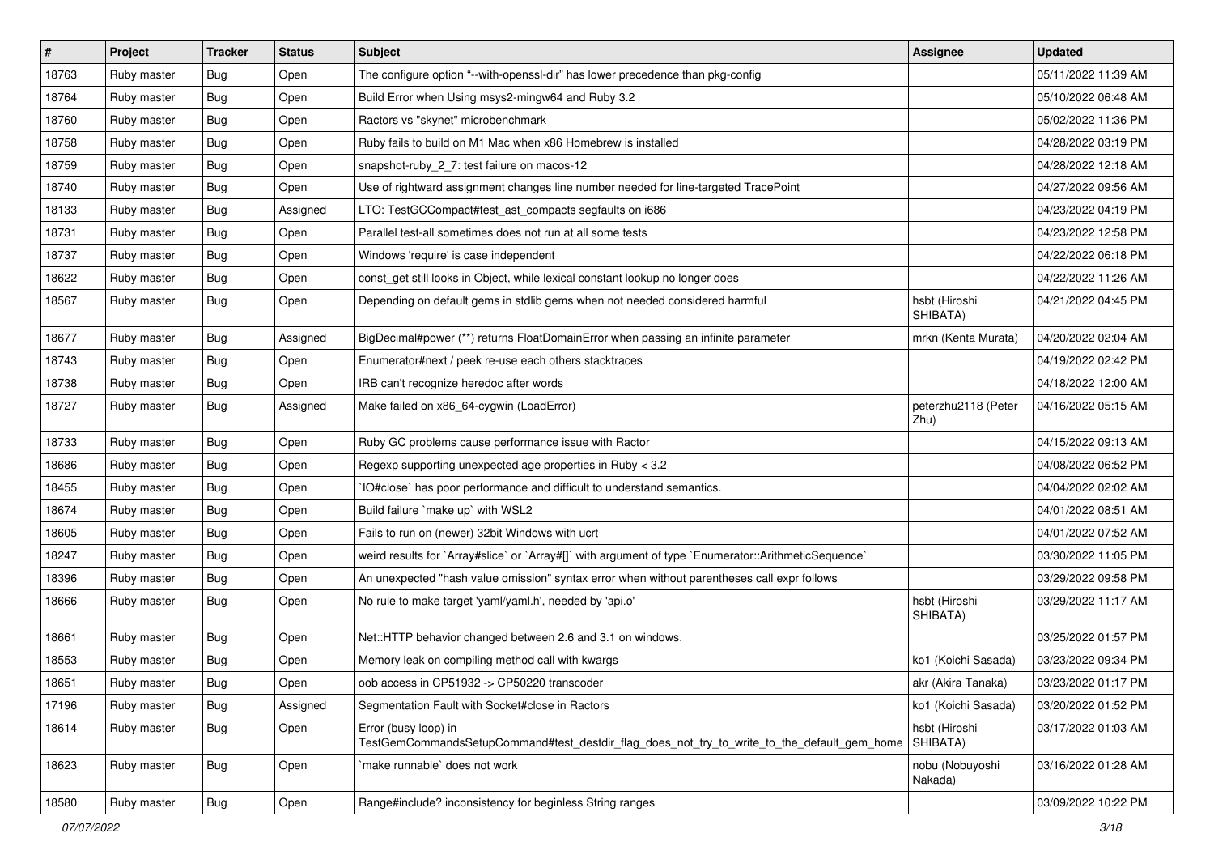| # | Project | Tracker | Status | Subject | Assignee | Updated |
|---|---|---|---|---|---|---|
| 18763 | Ruby master | Bug | Open | The configure option "--with-openssl-dir" has lower precedence than pkg-config | | 05/11/2022 11:39 AM |
| 18764 | Ruby master | Bug | Open | Build Error when Using msys2-mingw64 and Ruby 3.2 | | 05/10/2022 06:48 AM |
| 18760 | Ruby master | Bug | Open | Ractors vs "skynet" microbenchmark | | 05/02/2022 11:36 PM |
| 18758 | Ruby master | Bug | Open | Ruby fails to build on M1 Mac when x86 Homebrew is installed | | 04/28/2022 03:19 PM |
| 18759 | Ruby master | Bug | Open | snapshot-ruby_2_7: test failure on macos-12 | | 04/28/2022 12:18 AM |
| 18740 | Ruby master | Bug | Open | Use of rightward assignment changes line number needed for line-targeted TracePoint | | 04/27/2022 09:56 AM |
| 18133 | Ruby master | Bug | Assigned | LTO: TestGCCompact#test_ast_compacts segfaults on i686 | | 04/23/2022 04:19 PM |
| 18731 | Ruby master | Bug | Open | Parallel test-all sometimes does not run at all some tests | | 04/23/2022 12:58 PM |
| 18737 | Ruby master | Bug | Open | Windows 'require' is case independent | | 04/22/2022 06:18 PM |
| 18622 | Ruby master | Bug | Open | const_get still looks in Object, while lexical constant lookup no longer does | | 04/22/2022 11:26 AM |
| 18567 | Ruby master | Bug | Open | Depending on default gems in stdlib gems when not needed considered harmful | hsbt (Hiroshi SHIBATA) | 04/21/2022 04:45 PM |
| 18677 | Ruby master | Bug | Assigned | BigDecimal#power (**) returns FloatDomainError when passing an infinite parameter | mrkn (Kenta Murata) | 04/20/2022 02:04 AM |
| 18743 | Ruby master | Bug | Open | Enumerator#next / peek re-use each others stacktraces | | 04/19/2022 02:42 PM |
| 18738 | Ruby master | Bug | Open | IRB can't recognize heredoc after words | | 04/18/2022 12:00 AM |
| 18727 | Ruby master | Bug | Assigned | Make failed on x86_64-cygwin (LoadError) | peterzhu2118 (Peter Zhu) | 04/16/2022 05:15 AM |
| 18733 | Ruby master | Bug | Open | Ruby GC problems cause performance issue with Ractor | | 04/15/2022 09:13 AM |
| 18686 | Ruby master | Bug | Open | Regexp supporting unexpected age properties in Ruby < 3.2 | | 04/08/2022 06:52 PM |
| 18455 | Ruby master | Bug | Open | `IO#close` has poor performance and difficult to understand semantics. | | 04/04/2022 02:02 AM |
| 18674 | Ruby master | Bug | Open | Build failure `make up` with WSL2 | | 04/01/2022 08:51 AM |
| 18605 | Ruby master | Bug | Open | Fails to run on (newer) 32bit Windows with ucrt | | 04/01/2022 07:52 AM |
| 18247 | Ruby master | Bug | Open | weird results for `Array#slice` or `Array#[]` with argument of type `Enumerator::ArithmeticSequence` | | 03/30/2022 11:05 PM |
| 18396 | Ruby master | Bug | Open | An unexpected "hash value omission" syntax error when without parentheses call expr follows | | 03/29/2022 09:58 PM |
| 18666 | Ruby master | Bug | Open | No rule to make target 'yaml/yaml.h', needed by 'api.o' | hsbt (Hiroshi SHIBATA) | 03/29/2022 11:17 AM |
| 18661 | Ruby master | Bug | Open | Net::HTTP behavior changed between 2.6 and 3.1 on windows. | | 03/25/2022 01:57 PM |
| 18553 | Ruby master | Bug | Open | Memory leak on compiling method call with kwargs | ko1 (Koichi Sasada) | 03/23/2022 09:34 PM |
| 18651 | Ruby master | Bug | Open | oob access in CP51932 -> CP50220 transcoder | akr (Akira Tanaka) | 03/23/2022 01:17 PM |
| 17196 | Ruby master | Bug | Assigned | Segmentation Fault with Socket#close in Ractors | ko1 (Koichi Sasada) | 03/20/2022 01:52 PM |
| 18614 | Ruby master | Bug | Open | Error (busy loop) in TestGemCommandsSetupCommand#test_destdir_flag_does_not_try_to_write_to_the_default_gem_home | hsbt (Hiroshi SHIBATA) | 03/17/2022 01:03 AM |
| 18623 | Ruby master | Bug | Open | `make runnable` does not work | nobu (Nobuyoshi Nakada) | 03/16/2022 01:28 AM |
| 18580 | Ruby master | Bug | Open | Range#include? inconsistency for beginless String ranges | | 03/09/2022 10:22 PM |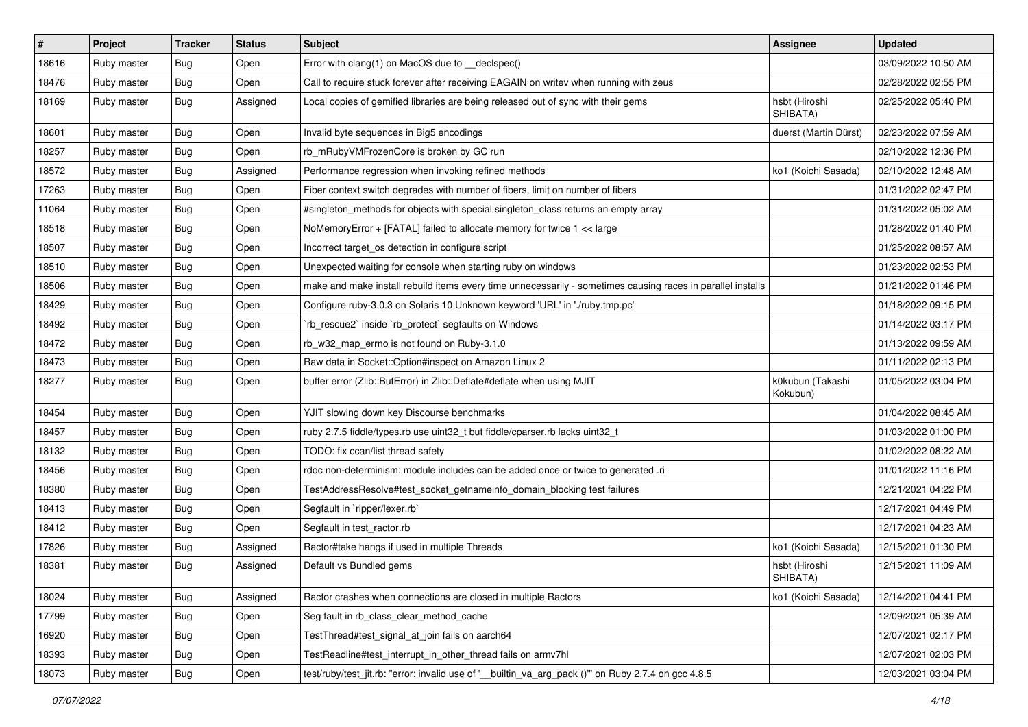| # | Project | Tracker | Status | Subject | Assignee | Updated |
| --- | --- | --- | --- | --- | --- | --- |
| 18616 | Ruby master | Bug | Open | Error with clang(1) on MacOS due to __declspec() | | 03/09/2022 10:50 AM |
| 18476 | Ruby master | Bug | Open | Call to require stuck forever after receiving EAGAIN on writev when running with zeus | | 02/28/2022 02:55 PM |
| 18169 | Ruby master | Bug | Assigned | Local copies of gemified libraries are being released out of sync with their gems | hsbt (Hiroshi SHIBATA) | 02/25/2022 05:40 PM |
| 18601 | Ruby master | Bug | Open | Invalid byte sequences in Big5 encodings | duerst (Martin Dürst) | 02/23/2022 07:59 AM |
| 18257 | Ruby master | Bug | Open | rb_mRubyVMFrozenCore is broken by GC run | | 02/10/2022 12:36 PM |
| 18572 | Ruby master | Bug | Assigned | Performance regression when invoking refined methods | ko1 (Koichi Sasada) | 02/10/2022 12:48 AM |
| 17263 | Ruby master | Bug | Open | Fiber context switch degrades with number of fibers, limit on number of fibers | | 01/31/2022 02:47 PM |
| 11064 | Ruby master | Bug | Open | #singleton_methods for objects with special singleton_class returns an empty array | | 01/31/2022 05:02 AM |
| 18518 | Ruby master | Bug | Open | NoMemoryError + [FATAL] failed to allocate memory for twice 1 << large | | 01/28/2022 01:40 PM |
| 18507 | Ruby master | Bug | Open | Incorrect target_os detection in configure script | | 01/25/2022 08:57 AM |
| 18510 | Ruby master | Bug | Open | Unexpected waiting for console when starting ruby on windows | | 01/23/2022 02:53 PM |
| 18506 | Ruby master | Bug | Open | make and make install rebuild items every time unnecessarily - sometimes causing races in parallel installs | | 01/21/2022 01:46 PM |
| 18429 | Ruby master | Bug | Open | Configure ruby-3.0.3 on Solaris 10 Unknown keyword 'URL' in './ruby.tmp.pc' | | 01/18/2022 09:15 PM |
| 18492 | Ruby master | Bug | Open | `rb_rescue2` inside `rb_protect` segfaults on Windows | | 01/14/2022 03:17 PM |
| 18472 | Ruby master | Bug | Open | rb_w32_map_errno is not found on Ruby-3.1.0 | | 01/13/2022 09:59 AM |
| 18473 | Ruby master | Bug | Open | Raw data in Socket::Option#inspect on Amazon Linux 2 | | 01/11/2022 02:13 PM |
| 18277 | Ruby master | Bug | Open | buffer error (Zlib::BufError) in Zlib::Deflate#deflate when using MJIT | k0kubun (Takashi Kokubun) | 01/05/2022 03:04 PM |
| 18454 | Ruby master | Bug | Open | YJIT slowing down key Discourse benchmarks | | 01/04/2022 08:45 AM |
| 18457 | Ruby master | Bug | Open | ruby 2.7.5 fiddle/types.rb use uint32_t but fiddle/cparser.rb lacks uint32_t | | 01/03/2022 01:00 PM |
| 18132 | Ruby master | Bug | Open | TODO: fix ccan/list thread safety | | 01/02/2022 08:22 AM |
| 18456 | Ruby master | Bug | Open | rdoc non-determinism: module includes can be added once or twice to generated .ri | | 01/01/2022 11:16 PM |
| 18380 | Ruby master | Bug | Open | TestAddressResolve#test_socket_getnameinfo_domain_blocking test failures | | 12/21/2021 04:22 PM |
| 18413 | Ruby master | Bug | Open | Segfault in `ripper/lexer.rb` | | 12/17/2021 04:49 PM |
| 18412 | Ruby master | Bug | Open | Segfault in test_ractor.rb | | 12/17/2021 04:23 AM |
| 17826 | Ruby master | Bug | Assigned | Ractor#take hangs if used in multiple Threads | ko1 (Koichi Sasada) | 12/15/2021 01:30 PM |
| 18381 | Ruby master | Bug | Assigned | Default vs Bundled gems | hsbt (Hiroshi SHIBATA) | 12/15/2021 11:09 AM |
| 18024 | Ruby master | Bug | Assigned | Ractor crashes when connections are closed in multiple Ractors | ko1 (Koichi Sasada) | 12/14/2021 04:41 PM |
| 17799 | Ruby master | Bug | Open | Seg fault in rb_class_clear_method_cache | | 12/09/2021 05:39 AM |
| 16920 | Ruby master | Bug | Open | TestThread#test_signal_at_join fails on aarch64 | | 12/07/2021 02:17 PM |
| 18393 | Ruby master | Bug | Open | TestReadline#test_interrupt_in_other_thread fails on armv7hl | | 12/07/2021 02:03 PM |
| 18073 | Ruby master | Bug | Open | test/ruby/test_jit.rb: "error: invalid use of '__builtin_va_arg_pack ()'" on Ruby 2.7.4 on gcc 4.8.5 | | 12/03/2021 03:04 PM |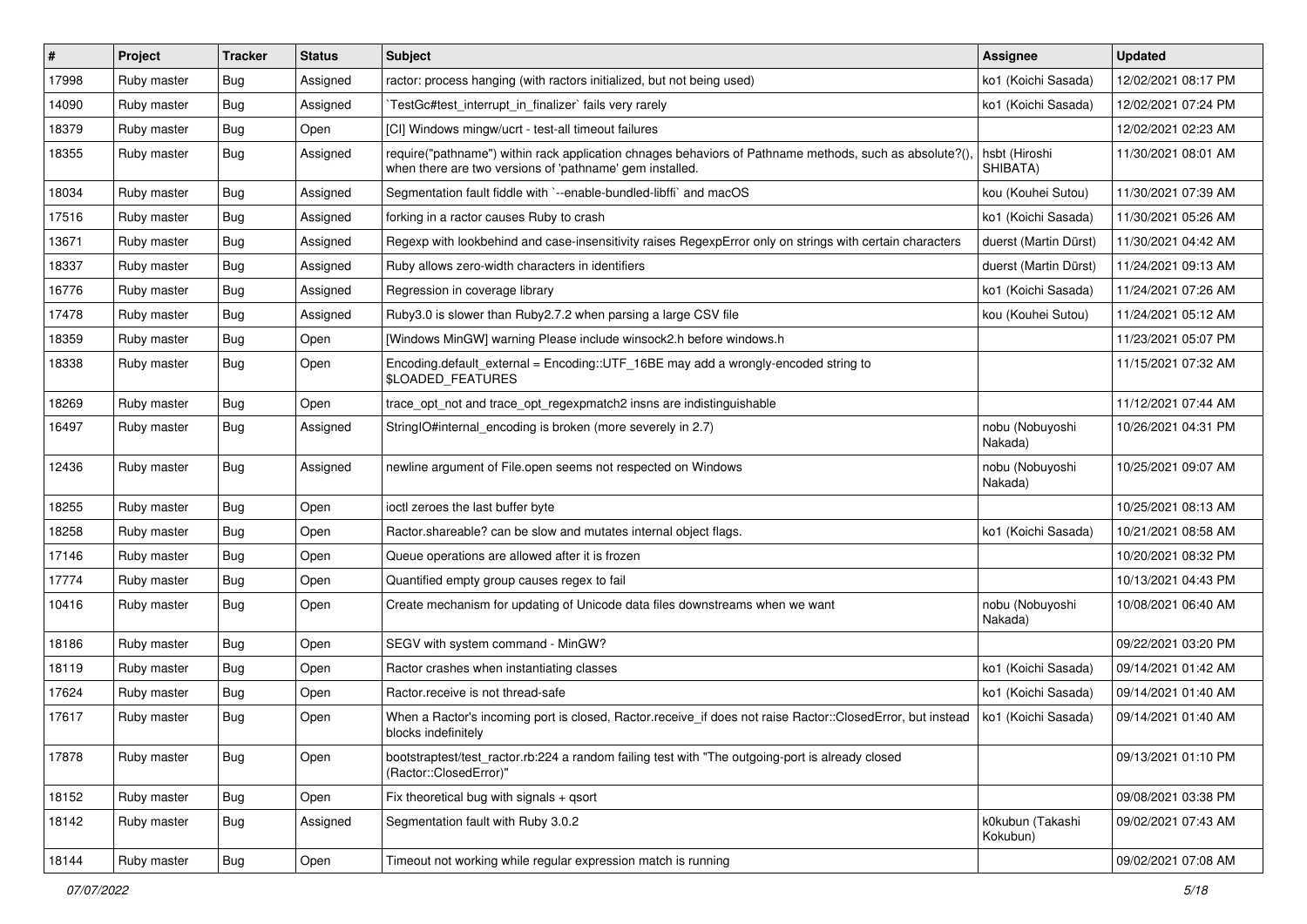| # | Project | Tracker | Status | Subject | Assignee | Updated |
|---|---|---|---|---|---|---|
| 17998 | Ruby master | Bug | Assigned | ractor: process hanging (with ractors initialized, but not being used) | ko1 (Koichi Sasada) | 12/02/2021 08:17 PM |
| 14090 | Ruby master | Bug | Assigned | `TestGc#test_interrupt_in_finalizer` fails very rarely | ko1 (Koichi Sasada) | 12/02/2021 07:24 PM |
| 18379 | Ruby master | Bug | Open | [CI] Windows mingw/ucrt - test-all timeout failures | | 12/02/2021 02:23 AM |
| 18355 | Ruby master | Bug | Assigned | require("pathname") within rack application chnages behaviors of Pathname methods, such as absolute?(), when there are two versions of 'pathname' gem installed. | hsbt (Hiroshi SHIBATA) | 11/30/2021 08:01 AM |
| 18034 | Ruby master | Bug | Assigned | Segmentation fault fiddle with `--enable-bundled-libffi` and macOS | kou (Kouhei Sutou) | 11/30/2021 07:39 AM |
| 17516 | Ruby master | Bug | Assigned | forking in a ractor causes Ruby to crash | ko1 (Koichi Sasada) | 11/30/2021 05:26 AM |
| 13671 | Ruby master | Bug | Assigned | Regexp with lookbehind and case-insensitivity raises RegexpError only on strings with certain characters | duerst (Martin Dürst) | 11/30/2021 04:42 AM |
| 18337 | Ruby master | Bug | Assigned | Ruby allows zero-width characters in identifiers | duerst (Martin Dürst) | 11/24/2021 09:13 AM |
| 16776 | Ruby master | Bug | Assigned | Regression in coverage library | ko1 (Koichi Sasada) | 11/24/2021 07:26 AM |
| 17478 | Ruby master | Bug | Assigned | Ruby3.0 is slower than Ruby2.7.2 when parsing a large CSV file | kou (Kouhei Sutou) | 11/24/2021 05:12 AM |
| 18359 | Ruby master | Bug | Open | [Windows MinGW] warning Please include winsock2.h before windows.h | | 11/23/2021 05:07 PM |
| 18338 | Ruby master | Bug | Open | Encoding.default_external = Encoding::UTF_16BE may add a wrongly-encoded string to $LOADED_FEATURES | | 11/15/2021 07:32 AM |
| 18269 | Ruby master | Bug | Open | trace_opt_not and trace_opt_regexpmatch2 insns are indistinguishable | | 11/12/2021 07:44 AM |
| 16497 | Ruby master | Bug | Assigned | StringIO#internal_encoding is broken (more severely in 2.7) | nobu (Nobuyoshi Nakada) | 10/26/2021 04:31 PM |
| 12436 | Ruby master | Bug | Assigned | newline argument of File.open seems not respected on Windows | nobu (Nobuyoshi Nakada) | 10/25/2021 09:07 AM |
| 18255 | Ruby master | Bug | Open | ioctl zeroes the last buffer byte | | 10/25/2021 08:13 AM |
| 18258 | Ruby master | Bug | Open | Ractor.shareable? can be slow and mutates internal object flags. | ko1 (Koichi Sasada) | 10/21/2021 08:58 AM |
| 17146 | Ruby master | Bug | Open | Queue operations are allowed after it is frozen | | 10/20/2021 08:32 PM |
| 17774 | Ruby master | Bug | Open | Quantified empty group causes regex to fail | | 10/13/2021 04:43 PM |
| 10416 | Ruby master | Bug | Open | Create mechanism for updating of Unicode data files downstreams when we want | nobu (Nobuyoshi Nakada) | 10/08/2021 06:40 AM |
| 18186 | Ruby master | Bug | Open | SEGV with system command - MinGW? | | 09/22/2021 03:20 PM |
| 18119 | Ruby master | Bug | Open | Ractor crashes when instantiating classes | ko1 (Koichi Sasada) | 09/14/2021 01:42 AM |
| 17624 | Ruby master | Bug | Open | Ractor.receive is not thread-safe | ko1 (Koichi Sasada) | 09/14/2021 01:40 AM |
| 17617 | Ruby master | Bug | Open | When a Ractor's incoming port is closed, Ractor.receive_if does not raise Ractor::ClosedError, but instead blocks indefinitely | ko1 (Koichi Sasada) | 09/14/2021 01:40 AM |
| 17878 | Ruby master | Bug | Open | bootstraptest/test_ractor.rb:224 a random failing test with "The outgoing-port is already closed (Ractor::ClosedError)" | | 09/13/2021 01:10 PM |
| 18152 | Ruby master | Bug | Open | Fix theoretical bug with signals + qsort | | 09/08/2021 03:38 PM |
| 18142 | Ruby master | Bug | Assigned | Segmentation fault with Ruby 3.0.2 | k0kubun (Takashi Kokubun) | 09/02/2021 07:43 AM |
| 18144 | Ruby master | Bug | Open | Timeout not working while regular expression match is running | | 09/02/2021 07:08 AM |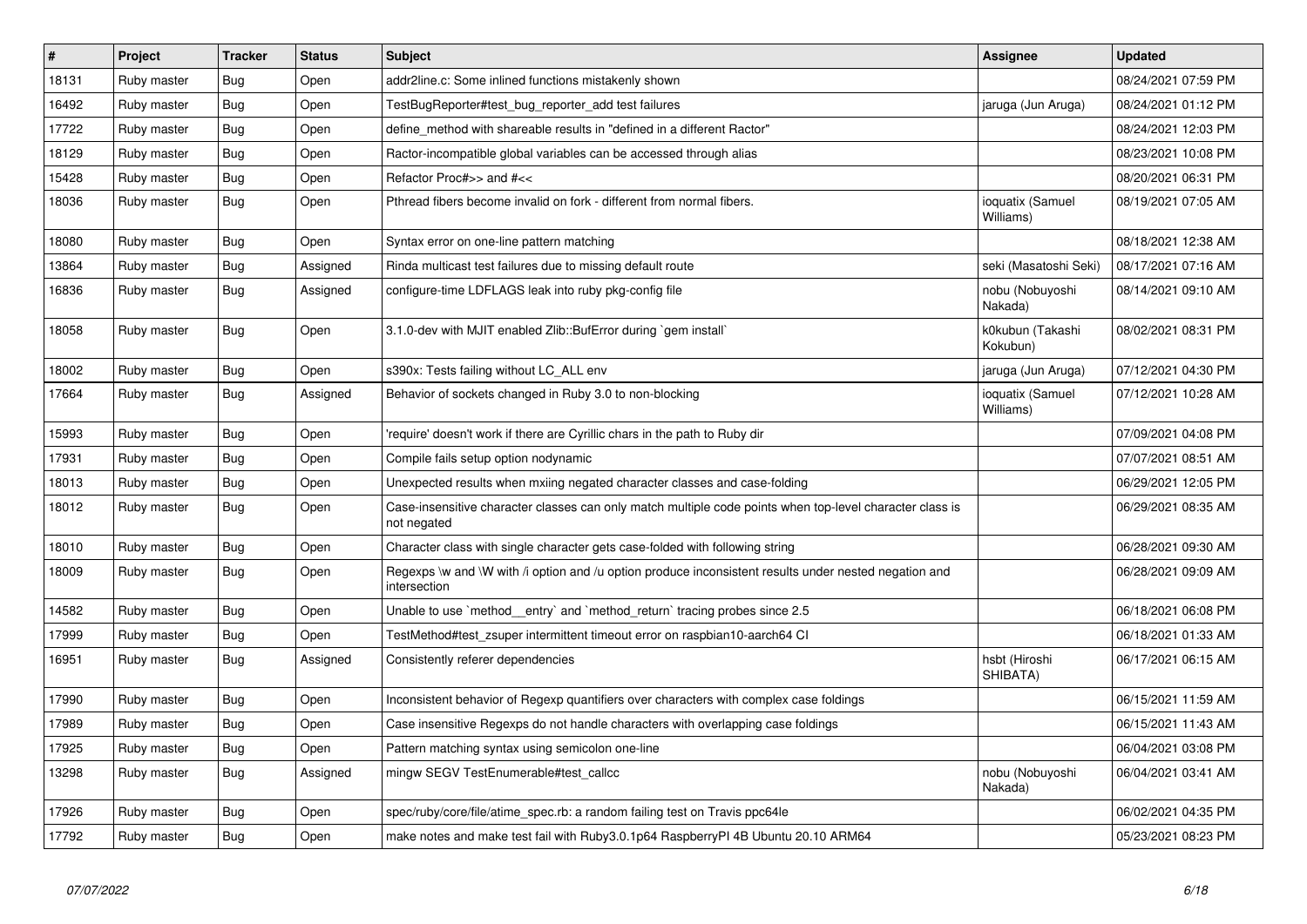| # | Project | Tracker | Status | Subject | Assignee | Updated |
|---|---|---|---|---|---|---|
| 18131 | Ruby master | Bug | Open | addr2line.c: Some inlined functions mistakenly shown | | 08/24/2021 07:59 PM |
| 16492 | Ruby master | Bug | Open | TestBugReporter#test_bug_reporter_add test failures | jaruga (Jun Aruga) | 08/24/2021 01:12 PM |
| 17722 | Ruby master | Bug | Open | define_method with shareable results in "defined in a different Ractor" | | 08/24/2021 12:03 PM |
| 18129 | Ruby master | Bug | Open | Ractor-incompatible global variables can be accessed through alias | | 08/23/2021 10:08 PM |
| 15428 | Ruby master | Bug | Open | Refactor Proc#>> and #<< | | 08/20/2021 06:31 PM |
| 18036 | Ruby master | Bug | Open | Pthread fibers become invalid on fork - different from normal fibers. | ioquatix (Samuel Williams) | 08/19/2021 07:05 AM |
| 18080 | Ruby master | Bug | Open | Syntax error on one-line pattern matching | | 08/18/2021 12:38 AM |
| 13864 | Ruby master | Bug | Assigned | Rinda multicast test failures due to missing default route | seki (Masatoshi Seki) | 08/17/2021 07:16 AM |
| 16836 | Ruby master | Bug | Assigned | configure-time LDFLAGS leak into ruby pkg-config file | nobu (Nobuyoshi Nakada) | 08/14/2021 09:10 AM |
| 18058 | Ruby master | Bug | Open | 3.1.0-dev with MJIT enabled Zlib::BufError during `gem install` | k0kubun (Takashi Kokubun) | 08/02/2021 08:31 PM |
| 18002 | Ruby master | Bug | Open | s390x: Tests failing without LC_ALL env | jaruga (Jun Aruga) | 07/12/2021 04:30 PM |
| 17664 | Ruby master | Bug | Assigned | Behavior of sockets changed in Ruby 3.0 to non-blocking | ioquatix (Samuel Williams) | 07/12/2021 10:28 AM |
| 15993 | Ruby master | Bug | Open | 'require' doesn't work if there are Cyrillic chars in the path to Ruby dir | | 07/09/2021 04:08 PM |
| 17931 | Ruby master | Bug | Open | Compile fails setup option nodynamic | | 07/07/2021 08:51 AM |
| 18013 | Ruby master | Bug | Open | Unexpected results when mxiing negated character classes and case-folding | | 06/29/2021 12:05 PM |
| 18012 | Ruby master | Bug | Open | Case-insensitive character classes can only match multiple code points when top-level character class is not negated | | 06/29/2021 08:35 AM |
| 18010 | Ruby master | Bug | Open | Character class with single character gets case-folded with following string | | 06/28/2021 09:30 AM |
| 18009 | Ruby master | Bug | Open | Regexps \w and \W with /i option and /u option produce inconsistent results under nested negation and intersection | | 06/28/2021 09:09 AM |
| 14582 | Ruby master | Bug | Open | Unable to use `method__entry` and `method_return` tracing probes since 2.5 | | 06/18/2021 06:08 PM |
| 17999 | Ruby master | Bug | Open | TestMethod#test_zsuper intermittent timeout error on raspbian10-aarch64 CI | | 06/18/2021 01:33 AM |
| 16951 | Ruby master | Bug | Assigned | Consistently referer dependencies | hsbt (Hiroshi SHIBATA) | 06/17/2021 06:15 AM |
| 17990 | Ruby master | Bug | Open | Inconsistent behavior of Regexp quantifiers over characters with complex case foldings | | 06/15/2021 11:59 AM |
| 17989 | Ruby master | Bug | Open | Case insensitive Regexps do not handle characters with overlapping case foldings | | 06/15/2021 11:43 AM |
| 17925 | Ruby master | Bug | Open | Pattern matching syntax using semicolon one-line | | 06/04/2021 03:08 PM |
| 13298 | Ruby master | Bug | Assigned | mingw SEGV TestEnumerable#test_callcc | nobu (Nobuyoshi Nakada) | 06/04/2021 03:41 AM |
| 17926 | Ruby master | Bug | Open | spec/ruby/core/file/atime_spec.rb: a random failing test on Travis ppc64le | | 06/02/2021 04:35 PM |
| 17792 | Ruby master | Bug | Open | make notes and make test fail with Ruby3.0.1p64 RaspberryPI 4B Ubuntu 20.10 ARM64 | | 05/23/2021 08:23 PM |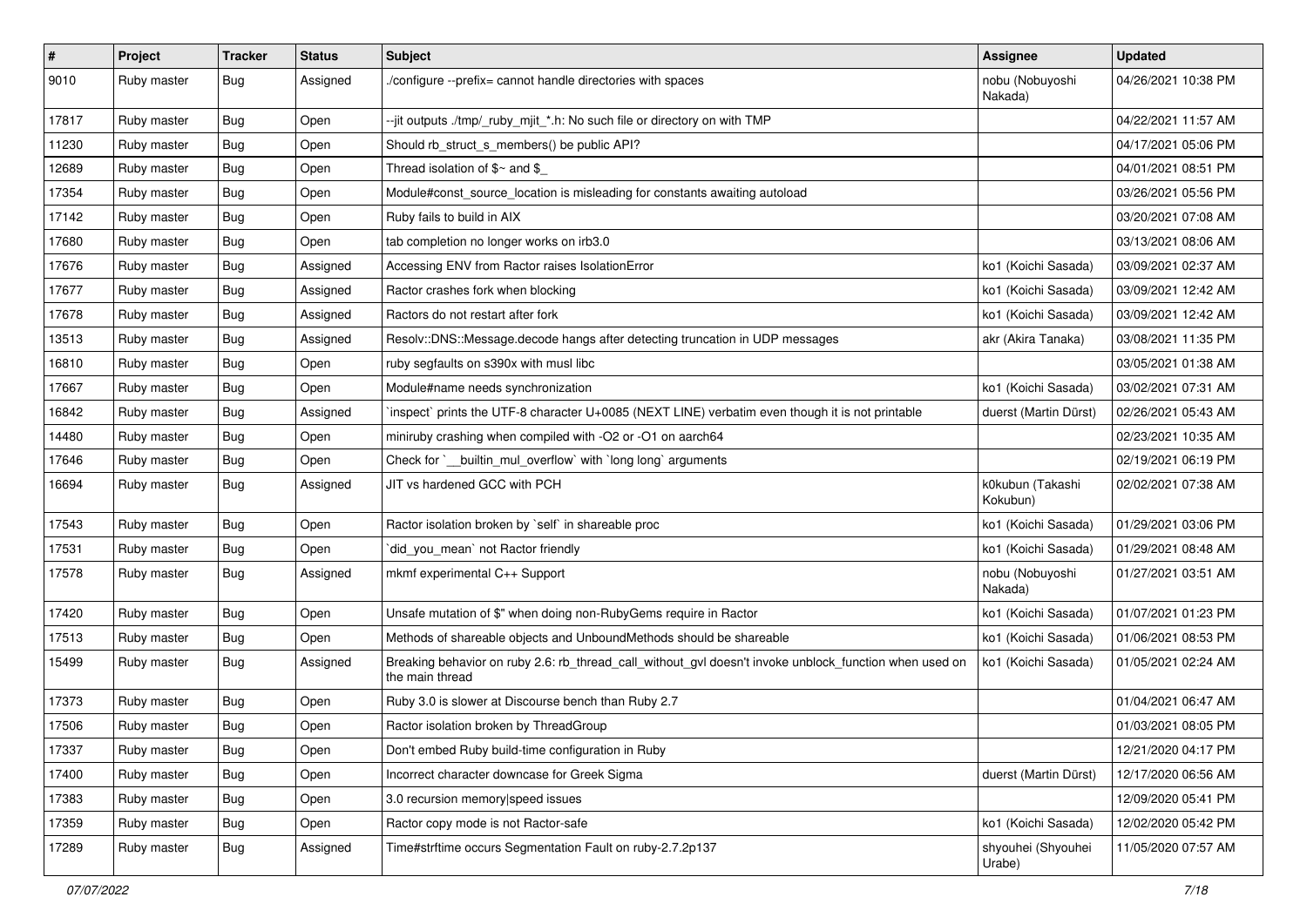| # | Project | Tracker | Status | Subject | Assignee | Updated |
|---|---|---|---|---|---|---|
| 9010 | Ruby master | Bug | Assigned | ./configure --prefix= cannot handle directories with spaces | nobu (Nobuyoshi Nakada) | 04/26/2021 10:38 PM |
| 17817 | Ruby master | Bug | Open | --jit outputs ./tmp/_ruby_mjit_*.h: No such file or directory on with TMP | | 04/22/2021 11:57 AM |
| 11230 | Ruby master | Bug | Open | Should rb_struct_s_members() be public API? | | 04/17/2021 05:06 PM |
| 12689 | Ruby master | Bug | Open | Thread isolation of $~ and $_ | | 04/01/2021 08:51 PM |
| 17354 | Ruby master | Bug | Open | Module#const_source_location is misleading for constants awaiting autoload | | 03/26/2021 05:56 PM |
| 17142 | Ruby master | Bug | Open | Ruby fails to build in AIX | | 03/20/2021 07:08 AM |
| 17680 | Ruby master | Bug | Open | tab completion no longer works on irb3.0 | | 03/13/2021 08:06 AM |
| 17676 | Ruby master | Bug | Assigned | Accessing ENV from Ractor raises IsolationError | ko1 (Koichi Sasada) | 03/09/2021 02:37 AM |
| 17677 | Ruby master | Bug | Assigned | Ractor crashes fork when blocking | ko1 (Koichi Sasada) | 03/09/2021 12:42 AM |
| 17678 | Ruby master | Bug | Assigned | Ractors do not restart after fork | ko1 (Koichi Sasada) | 03/09/2021 12:42 AM |
| 13513 | Ruby master | Bug | Assigned | Resolv::DNS::Message.decode hangs after detecting truncation in UDP messages | akr (Akira Tanaka) | 03/08/2021 11:35 PM |
| 16810 | Ruby master | Bug | Open | ruby segfaults on s390x with musl libc | | 03/05/2021 01:38 AM |
| 17667 | Ruby master | Bug | Open | Module#name needs synchronization | ko1 (Koichi Sasada) | 03/02/2021 07:31 AM |
| 16842 | Ruby master | Bug | Assigned | `inspect` prints the UTF-8 character U+0085 (NEXT LINE) verbatim even though it is not printable | duerst (Martin Dürst) | 02/26/2021 05:43 AM |
| 14480 | Ruby master | Bug | Open | miniruby crashing when compiled with -O2 or -O1 on aarch64 | | 02/23/2021 10:35 AM |
| 17646 | Ruby master | Bug | Open | Check for `__builtin_mul_overflow` with `long long` arguments | | 02/19/2021 06:19 PM |
| 16694 | Ruby master | Bug | Assigned | JIT vs hardened GCC with PCH | k0kubun (Takashi Kokubun) | 02/02/2021 07:38 AM |
| 17543 | Ruby master | Bug | Open | Ractor isolation broken by `self` in shareable proc | ko1 (Koichi Sasada) | 01/29/2021 03:06 PM |
| 17531 | Ruby master | Bug | Open | `did_you_mean` not Ractor friendly | ko1 (Koichi Sasada) | 01/29/2021 08:48 AM |
| 17578 | Ruby master | Bug | Assigned | mkmf experimental C++ Support | nobu (Nobuyoshi Nakada) | 01/27/2021 03:51 AM |
| 17420 | Ruby master | Bug | Open | Unsafe mutation of $" when doing non-RubyGems require in Ractor | ko1 (Koichi Sasada) | 01/07/2021 01:23 PM |
| 17513 | Ruby master | Bug | Open | Methods of shareable objects and UnboundMethods should be shareable | ko1 (Koichi Sasada) | 01/06/2021 08:53 PM |
| 15499 | Ruby master | Bug | Assigned | Breaking behavior on ruby 2.6: rb_thread_call_without_gvl doesn't invoke unblock_function when used on the main thread | ko1 (Koichi Sasada) | 01/05/2021 02:24 AM |
| 17373 | Ruby master | Bug | Open | Ruby 3.0 is slower at Discourse bench than Ruby 2.7 | | 01/04/2021 06:47 AM |
| 17506 | Ruby master | Bug | Open | Ractor isolation broken by ThreadGroup | | 01/03/2021 08:05 PM |
| 17337 | Ruby master | Bug | Open | Don't embed Ruby build-time configuration in Ruby | | 12/21/2020 04:17 PM |
| 17400 | Ruby master | Bug | Open | Incorrect character downcase for Greek Sigma | duerst (Martin Dürst) | 12/17/2020 06:56 AM |
| 17383 | Ruby master | Bug | Open | 3.0 recursion memory\|speed issues | | 12/09/2020 05:41 PM |
| 17359 | Ruby master | Bug | Open | Ractor copy mode is not Ractor-safe | ko1 (Koichi Sasada) | 12/02/2020 05:42 PM |
| 17289 | Ruby master | Bug | Assigned | Time#strftime occurs Segmentation Fault on ruby-2.7.2p137 | shyouhei (Shyouhei Urabe) | 11/05/2020 07:57 AM |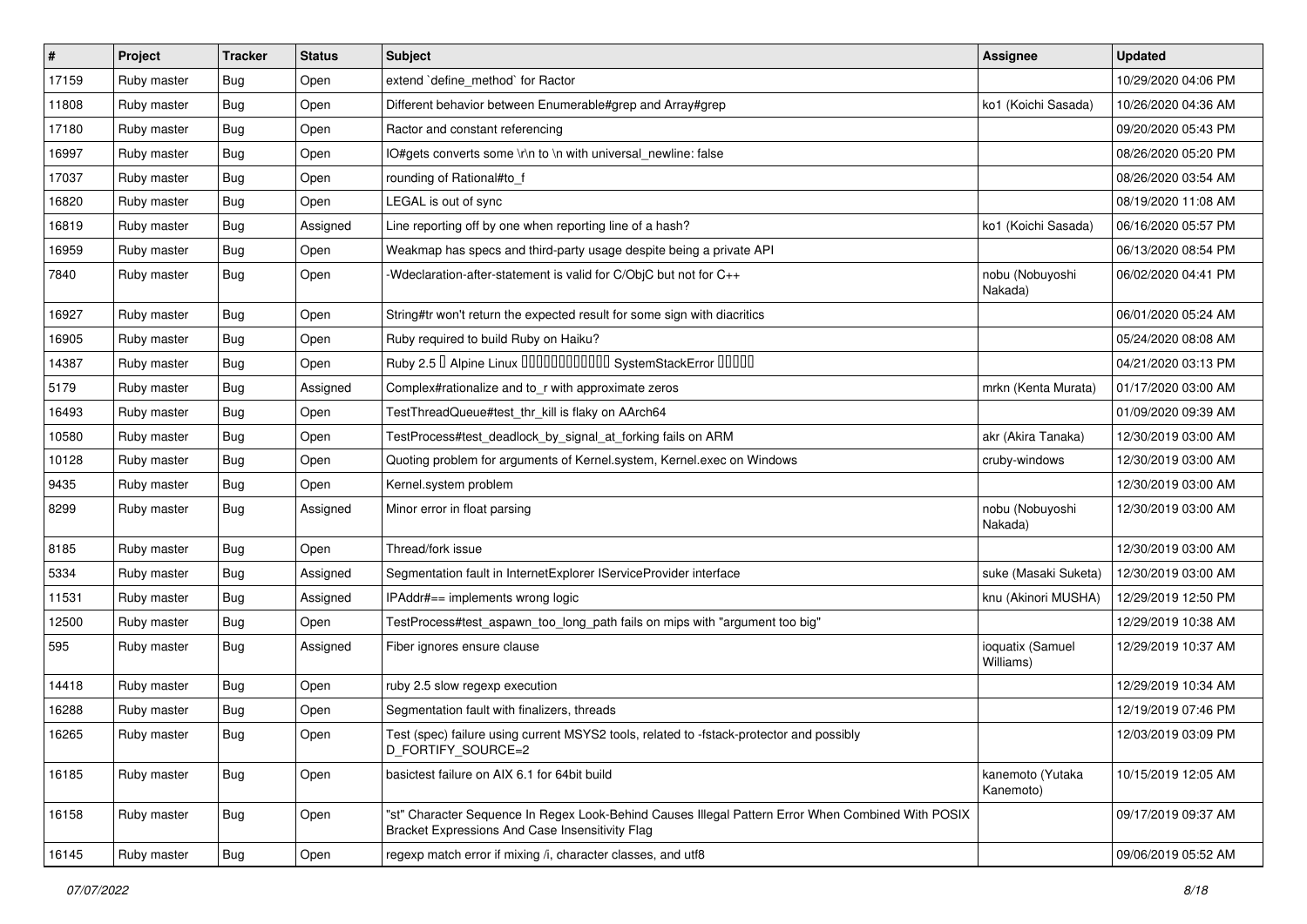| # | Project | Tracker | Status | Subject | Assignee | Updated |
|---|---|---|---|---|---|---|
| 17159 | Ruby master | Bug | Open | extend `define_method` for Ractor | | 10/29/2020 04:06 PM |
| 11808 | Ruby master | Bug | Open | Different behavior between Enumerable#grep and Array#grep | ko1 (Koichi Sasada) | 10/26/2020 04:36 AM |
| 17180 | Ruby master | Bug | Open | Ractor and constant referencing | | 09/20/2020 05:43 PM |
| 16997 | Ruby master | Bug | Open | IO#gets converts some \r\n to \n with universal_newline: false | | 08/26/2020 05:20 PM |
| 17037 | Ruby master | Bug | Open | rounding of Rational#to_f | | 08/26/2020 03:54 AM |
| 16820 | Ruby master | Bug | Open | LEGAL is out of sync | | 08/19/2020 11:08 AM |
| 16819 | Ruby master | Bug | Assigned | Line reporting off by one when reporting line of a hash? | ko1 (Koichi Sasada) | 06/16/2020 05:57 PM |
| 16959 | Ruby master | Bug | Open | Weakmap has specs and third-party usage despite being a private API | | 06/13/2020 08:54 PM |
| 7840 | Ruby master | Bug | Open | -Wdeclaration-after-statement is valid for C/ObjC but not for C++ | nobu (Nobuyoshi Nakada) | 06/02/2020 04:41 PM |
| 16927 | Ruby master | Bug | Open | String#tr won't return the expected result for some sign with diacritics | | 06/01/2020 05:24 AM |
| 16905 | Ruby master | Bug | Open | Ruby required to build Ruby on Haiku? | | 05/24/2020 08:08 AM |
| 14387 | Ruby master | Bug | Open | Ruby 2.5 � Alpine Linux ������������ SystemStackError ����� | | 04/21/2020 03:13 PM |
| 5179 | Ruby master | Bug | Assigned | Complex#rationalize and to_r with approximate zeros | mrkn (Kenta Murata) | 01/17/2020 03:00 AM |
| 16493 | Ruby master | Bug | Open | TestThreadQueue#test_thr_kill is flaky on AArch64 | | 01/09/2020 09:39 AM |
| 10580 | Ruby master | Bug | Open | TestProcess#test_deadlock_by_signal_at_forking fails on ARM | akr (Akira Tanaka) | 12/30/2019 03:00 AM |
| 10128 | Ruby master | Bug | Open | Quoting problem for arguments of Kernel.system, Kernel.exec on Windows | cruby-windows | 12/30/2019 03:00 AM |
| 9435 | Ruby master | Bug | Open | Kernel.system problem | | 12/30/2019 03:00 AM |
| 8299 | Ruby master | Bug | Assigned | Minor error in float parsing | nobu (Nobuyoshi Nakada) | 12/30/2019 03:00 AM |
| 8185 | Ruby master | Bug | Open | Thread/fork issue | | 12/30/2019 03:00 AM |
| 5334 | Ruby master | Bug | Assigned | Segmentation fault in InternetExplorer IServiceProvider interface | suke (Masaki Suketa) | 12/30/2019 03:00 AM |
| 11531 | Ruby master | Bug | Assigned | IPAddr#== implements wrong logic | knu (Akinori MUSHA) | 12/29/2019 12:50 PM |
| 12500 | Ruby master | Bug | Open | TestProcess#test_aspawn_too_long_path fails on mips with "argument too big" | | 12/29/2019 10:38 AM |
| 595 | Ruby master | Bug | Assigned | Fiber ignores ensure clause | ioquatix (Samuel Williams) | 12/29/2019 10:37 AM |
| 14418 | Ruby master | Bug | Open | ruby 2.5 slow regexp execution | | 12/29/2019 10:34 AM |
| 16288 | Ruby master | Bug | Open | Segmentation fault with finalizers, threads | | 12/19/2019 07:46 PM |
| 16265 | Ruby master | Bug | Open | Test (spec) failure using current MSYS2 tools, related to -fstack-protector and possibly D_FORTIFY_SOURCE=2 | | 12/03/2019 03:09 PM |
| 16185 | Ruby master | Bug | Open | basictest failure on AIX 6.1 for 64bit build | kanemoto (Yutaka Kanemoto) | 10/15/2019 12:05 AM |
| 16158 | Ruby master | Bug | Open | "st" Character Sequence In Regex Look-Behind Causes Illegal Pattern Error When Combined With POSIX Bracket Expressions And Case Insensitivity Flag | | 09/17/2019 09:37 AM |
| 16145 | Ruby master | Bug | Open | regexp match error if mixing /i, character classes, and utf8 | | 09/06/2019 05:52 AM |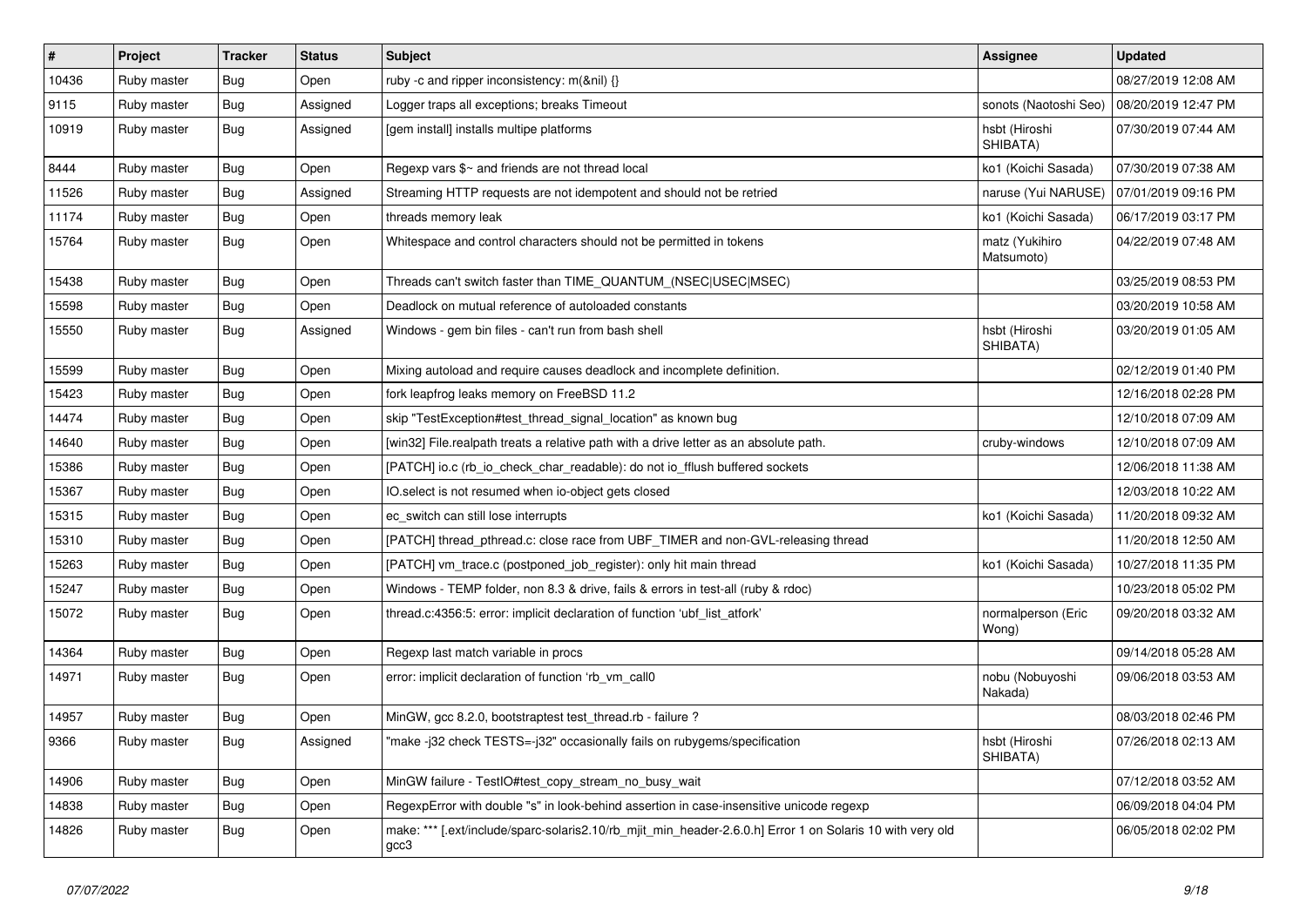| # | Project | Tracker | Status | Subject | Assignee | Updated |
|---|---|---|---|---|---|---|
| 10436 | Ruby master | Bug | Open | ruby -c and ripper inconsistency: m(&nil) {} | | 08/27/2019 12:08 AM |
| 9115 | Ruby master | Bug | Assigned | Logger traps all exceptions; breaks Timeout | sonots (Naotoshi Seo) | 08/20/2019 12:47 PM |
| 10919 | Ruby master | Bug | Assigned | [gem install] installs multipe platforms | hsbt (Hiroshi SHIBATA) | 07/30/2019 07:44 AM |
| 8444 | Ruby master | Bug | Open | Regexp vars $~ and friends are not thread local | ko1 (Koichi Sasada) | 07/30/2019 07:38 AM |
| 11526 | Ruby master | Bug | Assigned | Streaming HTTP requests are not idempotent and should not be retried | naruse (Yui NARUSE) | 07/01/2019 09:16 PM |
| 11174 | Ruby master | Bug | Open | threads memory leak | ko1 (Koichi Sasada) | 06/17/2019 03:17 PM |
| 15764 | Ruby master | Bug | Open | Whitespace and control characters should not be permitted in tokens | matz (Yukihiro Matsumoto) | 04/22/2019 07:48 AM |
| 15438 | Ruby master | Bug | Open | Threads can't switch faster than TIME_QUANTUM_(NSEC\|USEC\|MSEC) | | 03/25/2019 08:53 PM |
| 15598 | Ruby master | Bug | Open | Deadlock on mutual reference of autoloaded constants | | 03/20/2019 10:58 AM |
| 15550 | Ruby master | Bug | Assigned | Windows - gem bin files - can't run from bash shell | hsbt (Hiroshi SHIBATA) | 03/20/2019 01:05 AM |
| 15599 | Ruby master | Bug | Open | Mixing autoload and require causes deadlock and incomplete definition. | | 02/12/2019 01:40 PM |
| 15423 | Ruby master | Bug | Open | fork leapfrog leaks memory on FreeBSD 11.2 | | 12/16/2018 02:28 PM |
| 14474 | Ruby master | Bug | Open | skip "TestException#test_thread_signal_location" as known bug | | 12/10/2018 07:09 AM |
| 14640 | Ruby master | Bug | Open | [win32] File.realpath treats a relative path with a drive letter as an absolute path. | cruby-windows | 12/10/2018 07:09 AM |
| 15386 | Ruby master | Bug | Open | [PATCH] io.c (rb_io_check_char_readable): do not io_fflush buffered sockets | | 12/06/2018 11:38 AM |
| 15367 | Ruby master | Bug | Open | IO.select is not resumed when io-object gets closed | | 12/03/2018 10:22 AM |
| 15315 | Ruby master | Bug | Open | ec_switch can still lose interrupts | ko1 (Koichi Sasada) | 11/20/2018 09:32 AM |
| 15310 | Ruby master | Bug | Open | [PATCH] thread_pthread.c: close race from UBF_TIMER and non-GVL-releasing thread | | 11/20/2018 12:50 AM |
| 15263 | Ruby master | Bug | Open | [PATCH] vm_trace.c (postponed_job_register): only hit main thread | ko1 (Koichi Sasada) | 10/27/2018 11:35 PM |
| 15247 | Ruby master | Bug | Open | Windows - TEMP folder, non 8.3 & drive, fails & errors in test-all (ruby & rdoc) | | 10/23/2018 05:02 PM |
| 15072 | Ruby master | Bug | Open | thread.c:4356:5: error: implicit declaration of function 'ubf_list_atfork' | normalperson (Eric Wong) | 09/20/2018 03:32 AM |
| 14364 | Ruby master | Bug | Open | Regexp last match variable in procs | | 09/14/2018 05:28 AM |
| 14971 | Ruby master | Bug | Open | error: implicit declaration of function 'rb_vm_call0 | nobu (Nobuyoshi Nakada) | 09/06/2018 03:53 AM |
| 14957 | Ruby master | Bug | Open | MinGW, gcc 8.2.0, bootstraptest test_thread.rb - failure ? | | 08/03/2018 02:46 PM |
| 9366 | Ruby master | Bug | Assigned | "make -j32 check TESTS=-j32" occasionally fails on rubygems/specification | hsbt (Hiroshi SHIBATA) | 07/26/2018 02:13 AM |
| 14906 | Ruby master | Bug | Open | MinGW failure - TestIO#test_copy_stream_no_busy_wait | | 07/12/2018 03:52 AM |
| 14838 | Ruby master | Bug | Open | RegexpError with double "s" in look-behind assertion in case-insensitive unicode regexp | | 06/09/2018 04:04 PM |
| 14826 | Ruby master | Bug | Open | make: *** [.ext/include/sparc-solaris2.10/rb_mjit_min_header-2.6.0.h] Error 1 on Solaris 10 with very old gcc3 | | 06/05/2018 02:02 PM |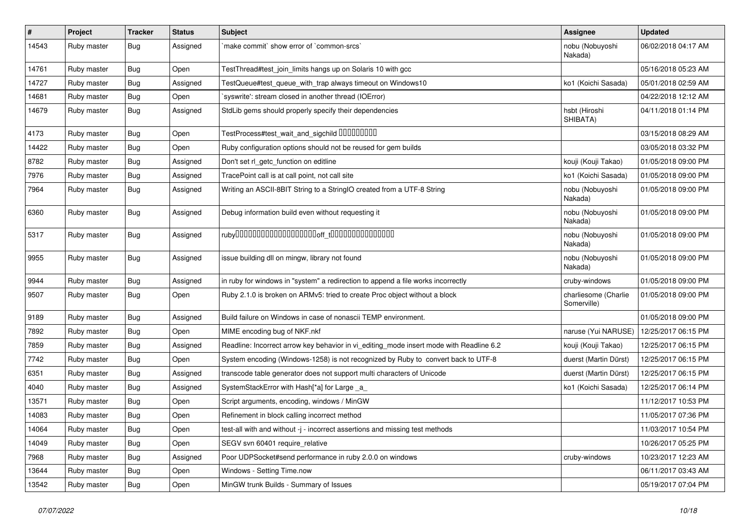| # | Project | Tracker | Status | Subject | Assignee | Updated |
|---|---|---|---|---|---|---|
| 14543 | Ruby master | Bug | Assigned | `make commit` show error of `common-srcs` | nobu (Nobuyoshi Nakada) | 06/02/2018 04:17 AM |
| 14761 | Ruby master | Bug | Open | TestThread#test_join_limits hangs up on Solaris 10 with gcc | | 05/16/2018 05:23 AM |
| 14727 | Ruby master | Bug | Assigned | TestQueue#test_queue_with_trap always timeout on Windows10 | ko1 (Koichi Sasada) | 05/01/2018 02:59 AM |
| 14681 | Ruby master | Bug | Open | `syswrite': stream closed in another thread (IOError) | | 04/22/2018 12:12 AM |
| 14679 | Ruby master | Bug | Assigned | StdLib gems should properly specify their dependencies | hsbt (Hiroshi SHIBATA) | 04/11/2018 01:14 PM |
| 4173 | Ruby master | Bug | Open | TestProcess#test_wait_and_sigchild □□□□□□□□□ | | 03/15/2018 08:29 AM |
| 14422 | Ruby master | Bug | Open | Ruby configuration options should not be reused for gem builds | | 03/05/2018 03:32 PM |
| 8782 | Ruby master | Bug | Assigned | Don't set rl_getc_function on editline | kouji (Kouji Takao) | 01/05/2018 09:00 PM |
| 7976 | Ruby master | Bug | Assigned | TracePoint call is at call point, not call site | ko1 (Koichi Sasada) | 01/05/2018 09:00 PM |
| 7964 | Ruby master | Bug | Assigned | Writing an ASCII-8BIT String to a StringIO created from a UTF-8 String | nobu (Nobuyoshi Nakada) | 01/05/2018 09:00 PM |
| 6360 | Ruby master | Bug | Assigned | Debug information build even without requesting it | nobu (Nobuyoshi Nakada) | 01/05/2018 09:00 PM |
| 5317 | Ruby master | Bug | Assigned | ruby□□□□□□□□□□□□□□□□□□□□off_t□□□□□□□□□□□□□□□□ | nobu (Nobuyoshi Nakada) | 01/05/2018 09:00 PM |
| 9955 | Ruby master | Bug | Assigned | issue building dll on mingw, library not found | nobu (Nobuyoshi Nakada) | 01/05/2018 09:00 PM |
| 9944 | Ruby master | Bug | Assigned | in ruby for windows in "system" a redirection to append a file works incorrectly | cruby-windows | 01/05/2018 09:00 PM |
| 9507 | Ruby master | Bug | Open | Ruby 2.1.0 is broken on ARMv5: tried to create Proc object without a block | charliesome (Charlie Somerville) | 01/05/2018 09:00 PM |
| 9189 | Ruby master | Bug | Assigned | Build failure on Windows in case of nonascii TEMP environment. | | 01/05/2018 09:00 PM |
| 7892 | Ruby master | Bug | Open | MIME encoding bug of NKF.nkf | naruse (Yui NARUSE) | 12/25/2017 06:15 PM |
| 7859 | Ruby master | Bug | Assigned | Readline: Incorrect arrow key behavior in vi_editing_mode insert mode with Readline 6.2 | kouji (Kouji Takao) | 12/25/2017 06:15 PM |
| 7742 | Ruby master | Bug | Open | System encoding (Windows-1258) is not recognized by Ruby to convert back to UTF-8 | duerst (Martin Dürst) | 12/25/2017 06:15 PM |
| 6351 | Ruby master | Bug | Assigned | transcode table generator does not support multi characters of Unicode | duerst (Martin Dürst) | 12/25/2017 06:15 PM |
| 4040 | Ruby master | Bug | Assigned | SystemStackError with Hash[*a] for Large _a_ | ko1 (Koichi Sasada) | 12/25/2017 06:14 PM |
| 13571 | Ruby master | Bug | Open | Script arguments, encoding, windows / MinGW | | 11/12/2017 10:53 PM |
| 14083 | Ruby master | Bug | Open | Refinement in block calling incorrect method | | 11/05/2017 07:36 PM |
| 14064 | Ruby master | Bug | Open | test-all with and without -j - incorrect assertions and missing test methods | | 11/03/2017 10:54 PM |
| 14049 | Ruby master | Bug | Open | SEGV svn 60401 require_relative | | 10/26/2017 05:25 PM |
| 7968 | Ruby master | Bug | Assigned | Poor UDPSocket#send performance in ruby 2.0.0 on windows | cruby-windows | 10/23/2017 12:23 AM |
| 13644 | Ruby master | Bug | Open | Windows - Setting Time.now | | 06/11/2017 03:43 AM |
| 13542 | Ruby master | Bug | Open | MinGW trunk Builds - Summary of Issues | | 05/19/2017 07:04 PM |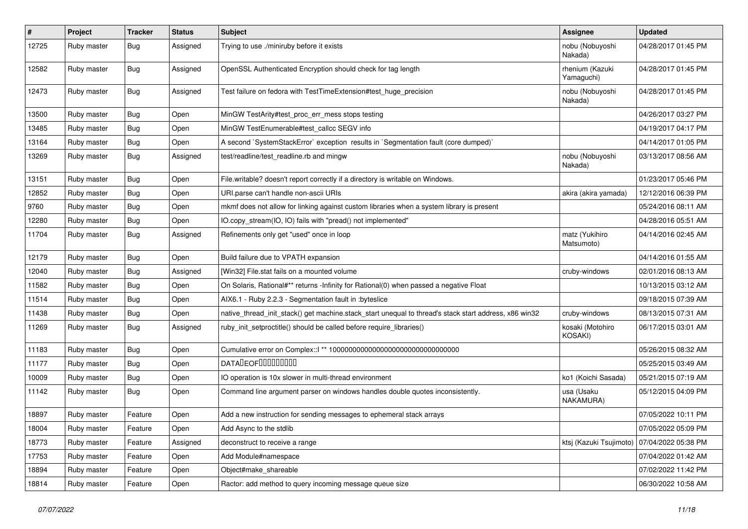| # | Project | Tracker | Status | Subject | Assignee | Updated |
|---|---|---|---|---|---|---|
| 12725 | Ruby master | Bug | Assigned | Trying to use ./miniruby before it exists | nobu (Nobuyoshi Nakada) | 04/28/2017 01:45 PM |
| 12582 | Ruby master | Bug | Assigned | OpenSSL Authenticated Encryption should check for tag length | rhenium (Kazuki Yamaguchi) | 04/28/2017 01:45 PM |
| 12473 | Ruby master | Bug | Assigned | Test failure on fedora with TestTimeExtension#test_huge_precision | nobu (Nobuyoshi Nakada) | 04/28/2017 01:45 PM |
| 13500 | Ruby master | Bug | Open | MinGW TestArity#test_proc_err_mess stops testing | | 04/26/2017 03:27 PM |
| 13485 | Ruby master | Bug | Open | MinGW TestEnumerable#test_callcc SEGV info | | 04/19/2017 04:17 PM |
| 13164 | Ruby master | Bug | Open | A second `SystemStackError` exception results in `Segmentation fault (core dumped)` | | 04/14/2017 01:05 PM |
| 13269 | Ruby master | Bug | Assigned | test/readline/test_readline.rb and mingw | nobu (Nobuyoshi Nakada) | 03/13/2017 08:56 AM |
| 13151 | Ruby master | Bug | Open | File.writable? doesn't report correctly if a directory is writable on Windows. | | 01/23/2017 05:46 PM |
| 12852 | Ruby master | Bug | Open | URI.parse can't handle non-ascii URIs | akira (akira yamada) | 12/12/2016 06:39 PM |
| 9760 | Ruby master | Bug | Open | mkmf does not allow for linking against custom libraries when a system library is present | | 05/24/2016 08:11 AM |
| 12280 | Ruby master | Bug | Open | IO.copy_stream(IO, IO) fails with "pread() not implemented" | | 04/28/2016 05:51 AM |
| 11704 | Ruby master | Bug | Assigned | Refinements only get "used" once in loop | matz (Yukihiro Matsumoto) | 04/14/2016 02:45 AM |
| 12179 | Ruby master | Bug | Open | Build failure due to VPATH expansion | | 04/14/2016 01:55 AM |
| 12040 | Ruby master | Bug | Assigned | [Win32] File.stat fails on a mounted volume | cruby-windows | 02/01/2016 08:13 AM |
| 11582 | Ruby master | Bug | Open | On Solaris, Rational#** returns -Infinity for Rational(0) when passed a negative Float | | 10/13/2015 03:12 AM |
| 11514 | Ruby master | Bug | Open | AIX6.1 - Ruby 2.2.3 - Segmentation fault in :byteslice | | 09/18/2015 07:39 AM |
| 11438 | Ruby master | Bug | Open | native_thread_init_stack() get machine.stack_start unequal to thread's stack start address, x86 win32 | cruby-windows | 08/13/2015 07:31 AM |
| 11269 | Ruby master | Bug | Assigned | ruby_init_setproctitle() should be called before require_libraries() | kosaki (Motohiro KOSAKI) | 06/17/2015 03:01 AM |
| 11183 | Ruby master | Bug | Open | Cumulative error on Complex::I ** 100000000000000000000000000000000 | | 05/26/2015 08:32 AM |
| 11177 | Ruby master | Bug | Open | DATA�EOF��������� | | 05/25/2015 03:49 AM |
| 10009 | Ruby master | Bug | Open | IO operation is 10x slower in multi-thread environment | ko1 (Koichi Sasada) | 05/21/2015 07:19 AM |
| 11142 | Ruby master | Bug | Open | Command line argument parser on windows handles double quotes inconsistently. | usa (Usaku NAKAMURA) | 05/12/2015 04:09 PM |
| 18897 | Ruby master | Feature | Open | Add a new instruction for sending messages to ephemeral stack arrays | | 07/05/2022 10:11 PM |
| 18004 | Ruby master | Feature | Open | Add Async to the stdlib | | 07/05/2022 05:09 PM |
| 18773 | Ruby master | Feature | Assigned | deconstruct to receive a range | ktsj (Kazuki Tsujimoto) | 07/04/2022 05:38 PM |
| 17753 | Ruby master | Feature | Open | Add Module#namespace | | 07/04/2022 01:42 AM |
| 18894 | Ruby master | Feature | Open | Object#make_shareable | | 07/02/2022 11:42 PM |
| 18814 | Ruby master | Feature | Open | Ractor: add method to query incoming message queue size | | 06/30/2022 10:58 AM |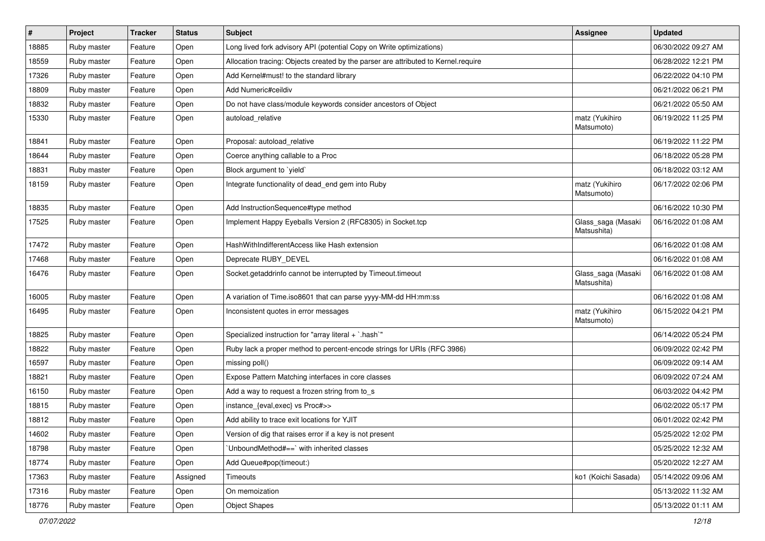| # | Project | Tracker | Status | Subject | Assignee | Updated |
|---|---|---|---|---|---|---|
| 18885 | Ruby master | Feature | Open | Long lived fork advisory API (potential Copy on Write optimizations) | | 06/30/2022 09:27 AM |
| 18559 | Ruby master | Feature | Open | Allocation tracing: Objects created by the parser are attributed to Kernel.require | | 06/28/2022 12:21 PM |
| 17326 | Ruby master | Feature | Open | Add Kernel#must! to the standard library | | 06/22/2022 04:10 PM |
| 18809 | Ruby master | Feature | Open | Add Numeric#ceildiv | | 06/21/2022 06:21 PM |
| 18832 | Ruby master | Feature | Open | Do not have class/module keywords consider ancestors of Object | | 06/21/2022 05:50 AM |
| 15330 | Ruby master | Feature | Open | autoload_relative | matz (Yukihiro Matsumoto) | 06/19/2022 11:25 PM |
| 18841 | Ruby master | Feature | Open | Proposal: autoload_relative | | 06/19/2022 11:22 PM |
| 18644 | Ruby master | Feature | Open | Coerce anything callable to a Proc | | 06/18/2022 05:28 PM |
| 18831 | Ruby master | Feature | Open | Block argument to `yield` | | 06/18/2022 03:12 AM |
| 18159 | Ruby master | Feature | Open | Integrate functionality of dead_end gem into Ruby | matz (Yukihiro Matsumoto) | 06/17/2022 02:06 PM |
| 18835 | Ruby master | Feature | Open | Add InstructionSequence#type method | | 06/16/2022 10:30 PM |
| 17525 | Ruby master | Feature | Open | Implement Happy Eyeballs Version 2 (RFC8305) in Socket.tcp | Glass_saga (Masaki Matsushita) | 06/16/2022 01:08 AM |
| 17472 | Ruby master | Feature | Open | HashWithIndifferentAccess like Hash extension | | 06/16/2022 01:08 AM |
| 17468 | Ruby master | Feature | Open | Deprecate RUBY_DEVEL | | 06/16/2022 01:08 AM |
| 16476 | Ruby master | Feature | Open | Socket.getaddrinfo cannot be interrupted by Timeout.timeout | Glass_saga (Masaki Matsushita) | 06/16/2022 01:08 AM |
| 16005 | Ruby master | Feature | Open | A variation of Time.iso8601 that can parse yyyy-MM-dd HH:mm:ss | | 06/16/2022 01:08 AM |
| 16495 | Ruby master | Feature | Open | Inconsistent quotes in error messages | matz (Yukihiro Matsumoto) | 06/15/2022 04:21 PM |
| 18825 | Ruby master | Feature | Open | Specialized instruction for "array literal + `.hash`" | | 06/14/2022 05:24 PM |
| 18822 | Ruby master | Feature | Open | Ruby lack a proper method to percent-encode strings for URIs (RFC 3986) | | 06/09/2022 02:42 PM |
| 16597 | Ruby master | Feature | Open | missing poll() | | 06/09/2022 09:14 AM |
| 18821 | Ruby master | Feature | Open | Expose Pattern Matching interfaces in core classes | | 06/09/2022 07:24 AM |
| 16150 | Ruby master | Feature | Open | Add a way to request a frozen string from to_s | | 06/03/2022 04:42 PM |
| 18815 | Ruby master | Feature | Open | instance_{eval,exec} vs Proc#>> | | 06/02/2022 05:17 PM |
| 18812 | Ruby master | Feature | Open | Add ability to trace exit locations for YJIT | | 06/01/2022 02:42 PM |
| 14602 | Ruby master | Feature | Open | Version of dig that raises error if a key is not present | | 05/25/2022 12:02 PM |
| 18798 | Ruby master | Feature | Open | `UnboundMethod#==` with inherited classes | | 05/25/2022 12:32 AM |
| 18774 | Ruby master | Feature | Open | Add Queue#pop(timeout:) | | 05/20/2022 12:27 AM |
| 17363 | Ruby master | Feature | Assigned | Timeouts | ko1 (Koichi Sasada) | 05/14/2022 09:06 AM |
| 17316 | Ruby master | Feature | Open | On memoization | | 05/13/2022 11:32 AM |
| 18776 | Ruby master | Feature | Open | Object Shapes | | 05/13/2022 01:11 AM |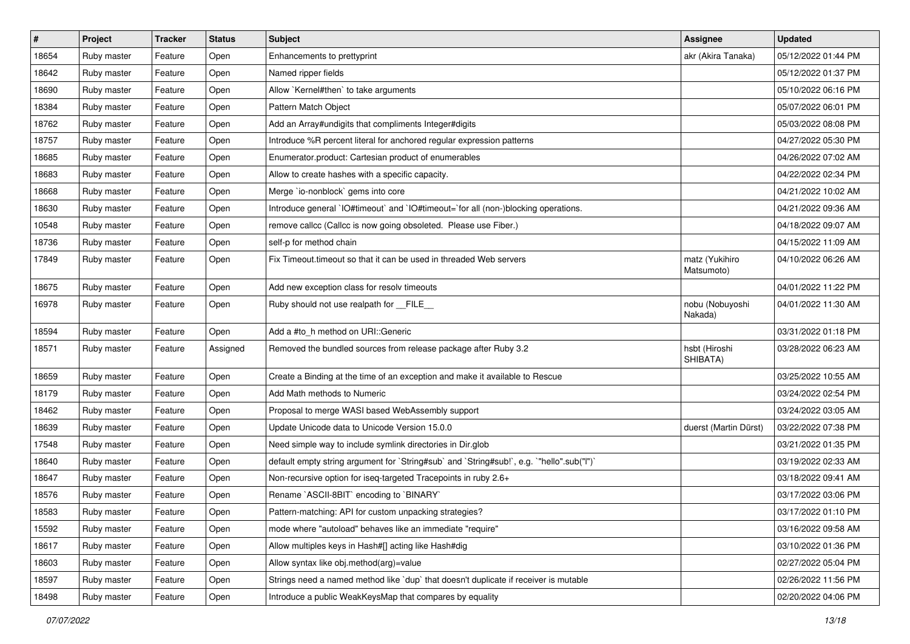| # | Project | Tracker | Status | Subject | Assignee | Updated |
|---|---|---|---|---|---|---|
| 18654 | Ruby master | Feature | Open | Enhancements to prettyprint | akr (Akira Tanaka) | 05/12/2022 01:44 PM |
| 18642 | Ruby master | Feature | Open | Named ripper fields | | 05/12/2022 01:37 PM |
| 18690 | Ruby master | Feature | Open | Allow `Kernel#then` to take arguments | | 05/10/2022 06:16 PM |
| 18384 | Ruby master | Feature | Open | Pattern Match Object | | 05/07/2022 06:01 PM |
| 18762 | Ruby master | Feature | Open | Add an Array#undigits that compliments Integer#digits | | 05/03/2022 08:08 PM |
| 18757 | Ruby master | Feature | Open | Introduce %R percent literal for anchored regular expression patterns | | 04/27/2022 05:30 PM |
| 18685 | Ruby master | Feature | Open | Enumerator.product: Cartesian product of enumerables | | 04/26/2022 07:02 AM |
| 18683 | Ruby master | Feature | Open | Allow to create hashes with a specific capacity. | | 04/22/2022 02:34 PM |
| 18668 | Ruby master | Feature | Open | Merge `io-nonblock` gems into core | | 04/21/2022 10:02 AM |
| 18630 | Ruby master | Feature | Open | Introduce general `IO#timeout` and `IO#timeout=`for all (non-)blocking operations. | | 04/21/2022 09:36 AM |
| 10548 | Ruby master | Feature | Open | remove callcc (Callcc is now going obsoleted. Please use Fiber.) | | 04/18/2022 09:07 AM |
| 18736 | Ruby master | Feature | Open | self-p for method chain | | 04/15/2022 11:09 AM |
| 17849 | Ruby master | Feature | Open | Fix Timeout.timeout so that it can be used in threaded Web servers | matz (Yukihiro Matsumoto) | 04/10/2022 06:26 AM |
| 18675 | Ruby master | Feature | Open | Add new exception class for resolv timeouts | | 04/01/2022 11:22 PM |
| 16978 | Ruby master | Feature | Open | Ruby should not use realpath for __FILE__ | nobu (Nobuyoshi Nakada) | 04/01/2022 11:30 AM |
| 18594 | Ruby master | Feature | Open | Add a #to_h method on URI::Generic | | 03/31/2022 01:18 PM |
| 18571 | Ruby master | Feature | Assigned | Removed the bundled sources from release package after Ruby 3.2 | hsbt (Hiroshi SHIBATA) | 03/28/2022 06:23 AM |
| 18659 | Ruby master | Feature | Open | Create a Binding at the time of an exception and make it available to Rescue | | 03/25/2022 10:55 AM |
| 18179 | Ruby master | Feature | Open | Add Math methods to Numeric | | 03/24/2022 02:54 PM |
| 18462 | Ruby master | Feature | Open | Proposal to merge WASI based WebAssembly support | | 03/24/2022 03:05 AM |
| 18639 | Ruby master | Feature | Open | Update Unicode data to Unicode Version 15.0.0 | duerst (Martin Dürst) | 03/22/2022 07:38 PM |
| 17548 | Ruby master | Feature | Open | Need simple way to include symlink directories in Dir.glob | | 03/21/2022 01:35 PM |
| 18640 | Ruby master | Feature | Open | default empty string argument for `String#sub` and `String#sub!`, e.g. `"hello".sub("l")` | | 03/19/2022 02:33 AM |
| 18647 | Ruby master | Feature | Open | Non-recursive option for iseq-targeted Tracepoints in ruby 2.6+ | | 03/18/2022 09:41 AM |
| 18576 | Ruby master | Feature | Open | Rename `ASCII-8BIT` encoding to `BINARY` | | 03/17/2022 03:06 PM |
| 18583 | Ruby master | Feature | Open | Pattern-matching: API for custom unpacking strategies? | | 03/17/2022 01:10 PM |
| 15592 | Ruby master | Feature | Open | mode where "autoload" behaves like an immediate "require" | | 03/16/2022 09:58 AM |
| 18617 | Ruby master | Feature | Open | Allow multiples keys in Hash#[] acting like Hash#dig | | 03/10/2022 01:36 PM |
| 18603 | Ruby master | Feature | Open | Allow syntax like obj.method(arg)=value | | 02/27/2022 05:04 PM |
| 18597 | Ruby master | Feature | Open | Strings need a named method like `dup` that doesn't duplicate if receiver is mutable | | 02/26/2022 11:56 PM |
| 18498 | Ruby master | Feature | Open | Introduce a public WeakKeysMap that compares by equality | | 02/20/2022 04:06 PM |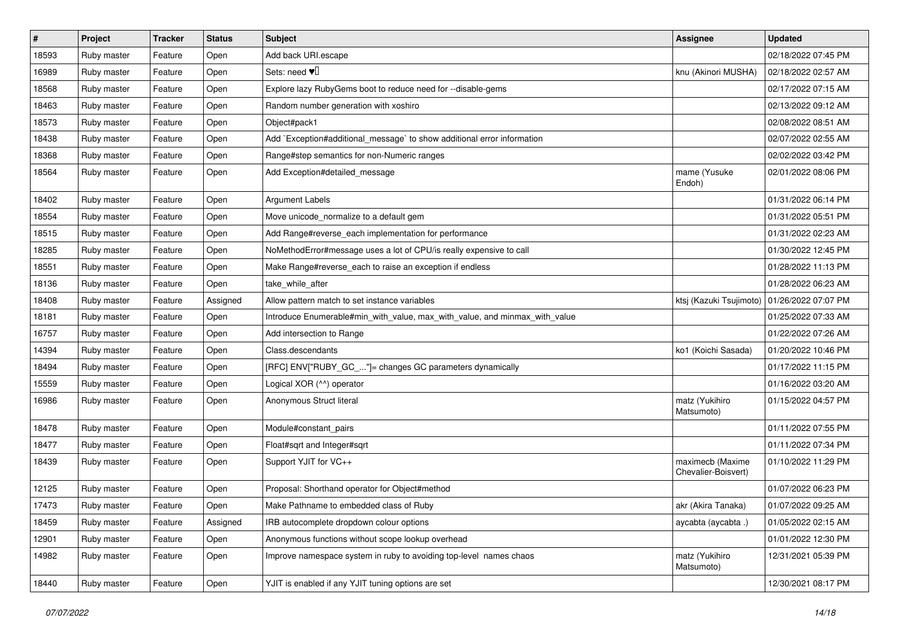| # | Project | Tracker | Status | Subject | Assignee | Updated |
|---|---|---|---|---|---|---|
| 18593 | Ruby master | Feature | Open | Add back URI.escape | | 02/18/2022 07:45 PM |
| 16989 | Ruby master | Feature | Open | Sets: need ♥️ | knu (Akinori MUSHA) | 02/18/2022 02:57 AM |
| 18568 | Ruby master | Feature | Open | Explore lazy RubyGems boot to reduce need for --disable-gems | | 02/17/2022 07:15 AM |
| 18463 | Ruby master | Feature | Open | Random number generation with xoshiro | | 02/13/2022 09:12 AM |
| 18573 | Ruby master | Feature | Open | Object#pack1 | | 02/08/2022 08:51 AM |
| 18438 | Ruby master | Feature | Open | Add `Exception#additional_message` to show additional error information | | 02/07/2022 02:55 AM |
| 18368 | Ruby master | Feature | Open | Range#step semantics for non-Numeric ranges | | 02/02/2022 03:42 PM |
| 18564 | Ruby master | Feature | Open | Add Exception#detailed_message | mame (Yusuke Endoh) | 02/01/2022 08:06 PM |
| 18402 | Ruby master | Feature | Open | Argument Labels | | 01/31/2022 06:14 PM |
| 18554 | Ruby master | Feature | Open | Move unicode_normalize to a default gem | | 01/31/2022 05:51 PM |
| 18515 | Ruby master | Feature | Open | Add Range#reverse_each implementation for performance | | 01/31/2022 02:23 AM |
| 18285 | Ruby master | Feature | Open | NoMethodError#message uses a lot of CPU/is really expensive to call | | 01/30/2022 12:45 PM |
| 18551 | Ruby master | Feature | Open | Make Range#reverse_each to raise an exception if endless | | 01/28/2022 11:13 PM |
| 18136 | Ruby master | Feature | Open | take_while_after | | 01/28/2022 06:23 AM |
| 18408 | Ruby master | Feature | Assigned | Allow pattern match to set instance variables | ktsj (Kazuki Tsujimoto) | 01/26/2022 07:07 PM |
| 18181 | Ruby master | Feature | Open | Introduce Enumerable#min_with_value, max_with_value, and minmax_with_value | | 01/25/2022 07:33 AM |
| 16757 | Ruby master | Feature | Open | Add intersection to Range | | 01/22/2022 07:26 AM |
| 14394 | Ruby master | Feature | Open | Class.descendants | ko1 (Koichi Sasada) | 01/20/2022 10:46 PM |
| 18494 | Ruby master | Feature | Open | [RFC] ENV["RUBY_GC_..."]= changes GC parameters dynamically | | 01/17/2022 11:15 PM |
| 15559 | Ruby master | Feature | Open | Logical XOR (^^) operator | | 01/16/2022 03:20 AM |
| 16986 | Ruby master | Feature | Open | Anonymous Struct literal | matz (Yukihiro Matsumoto) | 01/15/2022 04:57 PM |
| 18478 | Ruby master | Feature | Open | Module#constant_pairs | | 01/11/2022 07:55 PM |
| 18477 | Ruby master | Feature | Open | Float#sqrt and Integer#sqrt | | 01/11/2022 07:34 PM |
| 18439 | Ruby master | Feature | Open | Support YJIT for VC++ | maximecb (Maxime Chevalier-Boisvert) | 01/10/2022 11:29 PM |
| 12125 | Ruby master | Feature | Open | Proposal: Shorthand operator for Object#method | | 01/07/2022 06:23 PM |
| 17473 | Ruby master | Feature | Open | Make Pathname to embedded class of Ruby | akr (Akira Tanaka) | 01/07/2022 09:25 AM |
| 18459 | Ruby master | Feature | Assigned | IRB autocomplete dropdown colour options | aycabta (aycabta .) | 01/05/2022 02:15 AM |
| 12901 | Ruby master | Feature | Open | Anonymous functions without scope lookup overhead | | 01/01/2022 12:30 PM |
| 14982 | Ruby master | Feature | Open | Improve namespace system in ruby to avoiding top-level names chaos | matz (Yukihiro Matsumoto) | 12/31/2021 05:39 PM |
| 18440 | Ruby master | Feature | Open | YJIT is enabled if any YJIT tuning options are set | | 12/30/2021 08:17 PM |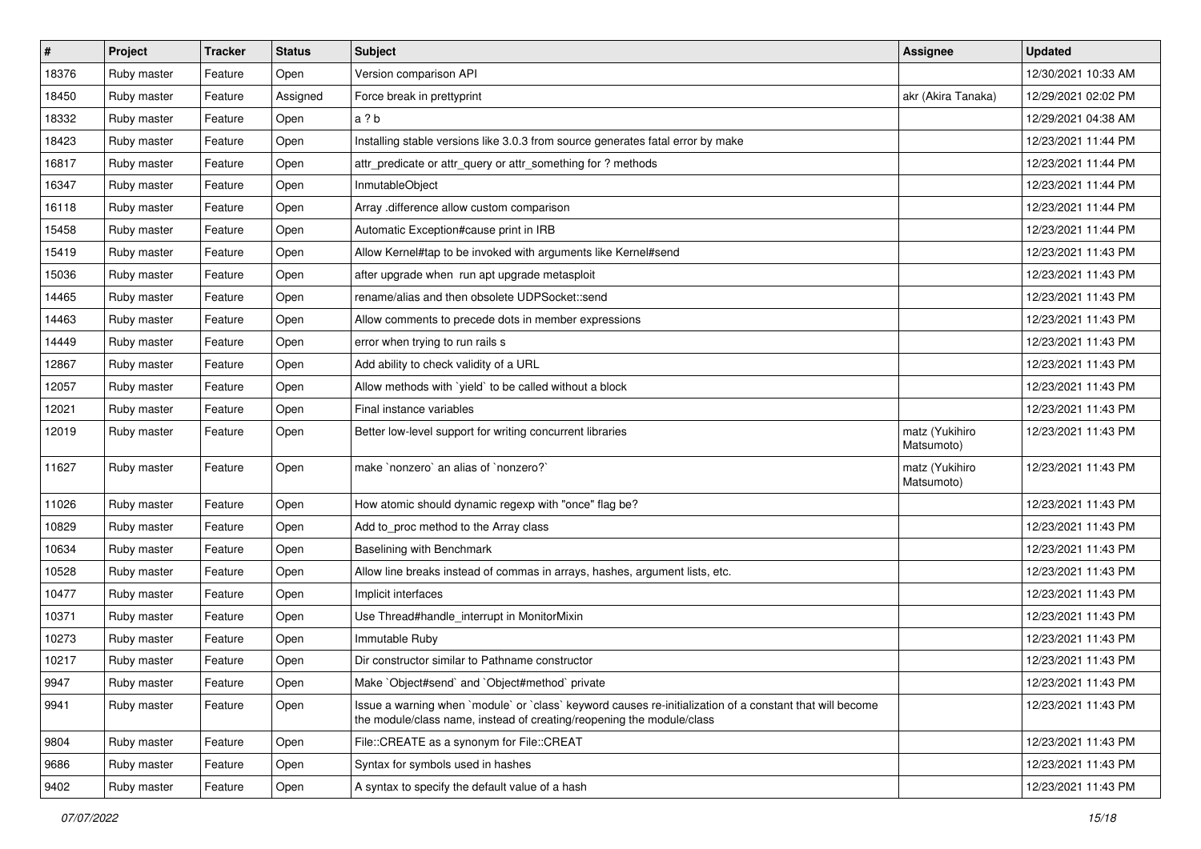| # | Project | Tracker | Status | Subject | Assignee | Updated |
|---|---|---|---|---|---|---|
| 18376 | Ruby master | Feature | Open | Version comparison API | | 12/30/2021 10:33 AM |
| 18450 | Ruby master | Feature | Assigned | Force break in prettyprint | akr (Akira Tanaka) | 12/29/2021 02:02 PM |
| 18332 | Ruby master | Feature | Open | a ? b | | 12/29/2021 04:38 AM |
| 18423 | Ruby master | Feature | Open | Installing stable versions like 3.0.3 from source generates fatal error by make | | 12/23/2021 11:44 PM |
| 16817 | Ruby master | Feature | Open | attr_predicate or attr_query or attr_something for ? methods | | 12/23/2021 11:44 PM |
| 16347 | Ruby master | Feature | Open | InmutableObject | | 12/23/2021 11:44 PM |
| 16118 | Ruby master | Feature | Open | Array .difference allow custom comparison | | 12/23/2021 11:44 PM |
| 15458 | Ruby master | Feature | Open | Automatic Exception#cause print in IRB | | 12/23/2021 11:44 PM |
| 15419 | Ruby master | Feature | Open | Allow Kernel#tap to be invoked with arguments like Kernel#send | | 12/23/2021 11:43 PM |
| 15036 | Ruby master | Feature | Open | after upgrade when run apt upgrade metasploit | | 12/23/2021 11:43 PM |
| 14465 | Ruby master | Feature | Open | rename/alias and then obsolete UDPSocket::send | | 12/23/2021 11:43 PM |
| 14463 | Ruby master | Feature | Open | Allow comments to precede dots in member expressions | | 12/23/2021 11:43 PM |
| 14449 | Ruby master | Feature | Open | error when trying to run rails s | | 12/23/2021 11:43 PM |
| 12867 | Ruby master | Feature | Open | Add ability to check validity of a URL | | 12/23/2021 11:43 PM |
| 12057 | Ruby master | Feature | Open | Allow methods with `yield` to be called without a block | | 12/23/2021 11:43 PM |
| 12021 | Ruby master | Feature | Open | Final instance variables | | 12/23/2021 11:43 PM |
| 12019 | Ruby master | Feature | Open | Better low-level support for writing concurrent libraries | matz (Yukihiro Matsumoto) | 12/23/2021 11:43 PM |
| 11627 | Ruby master | Feature | Open | make `nonzero` an alias of `nonzero?` | matz (Yukihiro Matsumoto) | 12/23/2021 11:43 PM |
| 11026 | Ruby master | Feature | Open | How atomic should dynamic regexp with "once" flag be? | | 12/23/2021 11:43 PM |
| 10829 | Ruby master | Feature | Open | Add to_proc method to the Array class | | 12/23/2021 11:43 PM |
| 10634 | Ruby master | Feature | Open | Baselining with Benchmark | | 12/23/2021 11:43 PM |
| 10528 | Ruby master | Feature | Open | Allow line breaks instead of commas in arrays, hashes, argument lists, etc. | | 12/23/2021 11:43 PM |
| 10477 | Ruby master | Feature | Open | Implicit interfaces | | 12/23/2021 11:43 PM |
| 10371 | Ruby master | Feature | Open | Use Thread#handle_interrupt in MonitorMixin | | 12/23/2021 11:43 PM |
| 10273 | Ruby master | Feature | Open | Immutable Ruby | | 12/23/2021 11:43 PM |
| 10217 | Ruby master | Feature | Open | Dir constructor similar to Pathname constructor | | 12/23/2021 11:43 PM |
| 9947 | Ruby master | Feature | Open | Make `Object#send` and `Object#method` private | | 12/23/2021 11:43 PM |
| 9941 | Ruby master | Feature | Open | Issue a warning when `module` or `class` keyword causes re-initialization of a constant that will become the module/class name, instead of creating/reopening the module/class | | 12/23/2021 11:43 PM |
| 9804 | Ruby master | Feature | Open | File::CREATE as a synonym for File::CREAT | | 12/23/2021 11:43 PM |
| 9686 | Ruby master | Feature | Open | Syntax for symbols used in hashes | | 12/23/2021 11:43 PM |
| 9402 | Ruby master | Feature | Open | A syntax to specify the default value of a hash | | 12/23/2021 11:43 PM |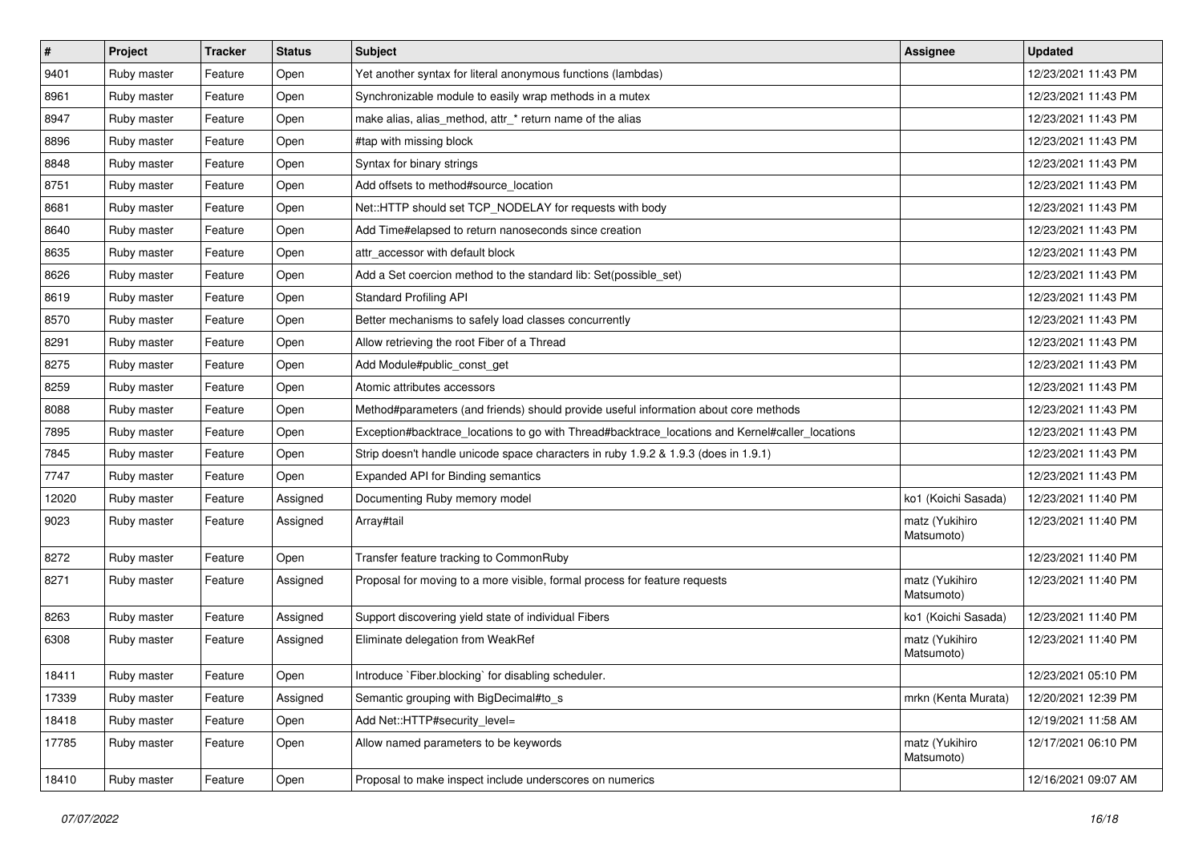| # | Project | Tracker | Status | Subject | Assignee | Updated |
|---|---|---|---|---|---|---|
| 9401 | Ruby master | Feature | Open | Yet another syntax for literal anonymous functions (lambdas) | | 12/23/2021 11:43 PM |
| 8961 | Ruby master | Feature | Open | Synchronizable module to easily wrap methods in a mutex | | 12/23/2021 11:43 PM |
| 8947 | Ruby master | Feature | Open | make alias, alias_method, attr_* return name of the alias | | 12/23/2021 11:43 PM |
| 8896 | Ruby master | Feature | Open | #tap with missing block | | 12/23/2021 11:43 PM |
| 8848 | Ruby master | Feature | Open | Syntax for binary strings | | 12/23/2021 11:43 PM |
| 8751 | Ruby master | Feature | Open | Add offsets to method#source_location | | 12/23/2021 11:43 PM |
| 8681 | Ruby master | Feature | Open | Net::HTTP should set TCP_NODELAY for requests with body | | 12/23/2021 11:43 PM |
| 8640 | Ruby master | Feature | Open | Add Time#elapsed to return nanoseconds since creation | | 12/23/2021 11:43 PM |
| 8635 | Ruby master | Feature | Open | attr_accessor with default block | | 12/23/2021 11:43 PM |
| 8626 | Ruby master | Feature | Open | Add a Set coercion method to the standard lib: Set(possible_set) | | 12/23/2021 11:43 PM |
| 8619 | Ruby master | Feature | Open | Standard Profiling API | | 12/23/2021 11:43 PM |
| 8570 | Ruby master | Feature | Open | Better mechanisms to safely load classes concurrently | | 12/23/2021 11:43 PM |
| 8291 | Ruby master | Feature | Open | Allow retrieving the root Fiber of a Thread | | 12/23/2021 11:43 PM |
| 8275 | Ruby master | Feature | Open | Add Module#public_const_get | | 12/23/2021 11:43 PM |
| 8259 | Ruby master | Feature | Open | Atomic attributes accessors | | 12/23/2021 11:43 PM |
| 8088 | Ruby master | Feature | Open | Method#parameters (and friends) should provide useful information about core methods | | 12/23/2021 11:43 PM |
| 7895 | Ruby master | Feature | Open | Exception#backtrace_locations to go with Thread#backtrace_locations and Kernel#caller_locations | | 12/23/2021 11:43 PM |
| 7845 | Ruby master | Feature | Open | Strip doesn't handle unicode space characters in ruby 1.9.2 & 1.9.3 (does in 1.9.1) | | 12/23/2021 11:43 PM |
| 7747 | Ruby master | Feature | Open | Expanded API for Binding semantics | | 12/23/2021 11:43 PM |
| 12020 | Ruby master | Feature | Assigned | Documenting Ruby memory model | ko1 (Koichi Sasada) | 12/23/2021 11:40 PM |
| 9023 | Ruby master | Feature | Assigned | Array#tail | matz (Yukihiro Matsumoto) | 12/23/2021 11:40 PM |
| 8272 | Ruby master | Feature | Open | Transfer feature tracking to CommonRuby | | 12/23/2021 11:40 PM |
| 8271 | Ruby master | Feature | Assigned | Proposal for moving to a more visible, formal process for feature requests | matz (Yukihiro Matsumoto) | 12/23/2021 11:40 PM |
| 8263 | Ruby master | Feature | Assigned | Support discovering yield state of individual Fibers | ko1 (Koichi Sasada) | 12/23/2021 11:40 PM |
| 6308 | Ruby master | Feature | Assigned | Eliminate delegation from WeakRef | matz (Yukihiro Matsumoto) | 12/23/2021 11:40 PM |
| 18411 | Ruby master | Feature | Open | Introduce `Fiber.blocking` for disabling scheduler. | | 12/23/2021 05:10 PM |
| 17339 | Ruby master | Feature | Assigned | Semantic grouping with BigDecimal#to_s | mrkn (Kenta Murata) | 12/20/2021 12:39 PM |
| 18418 | Ruby master | Feature | Open | Add Net::HTTP#security_level= | | 12/19/2021 11:58 AM |
| 17785 | Ruby master | Feature | Open | Allow named parameters to be keywords | matz (Yukihiro Matsumoto) | 12/17/2021 06:10 PM |
| 18410 | Ruby master | Feature | Open | Proposal to make inspect include underscores on numerics | | 12/16/2021 09:07 AM |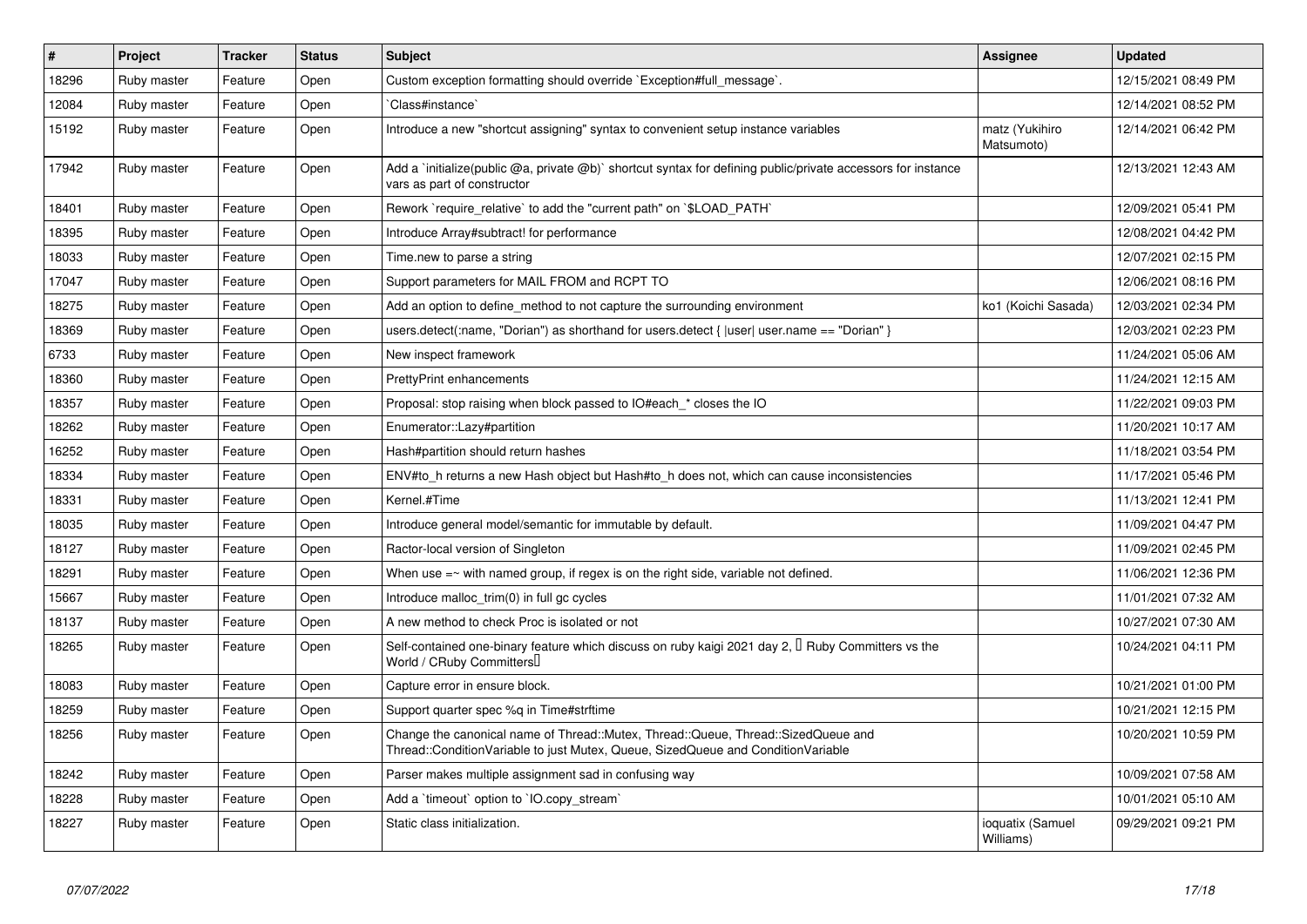| # | Project | Tracker | Status | Subject | Assignee | Updated |
|---|---|---|---|---|---|---|
| 18296 | Ruby master | Feature | Open | Custom exception formatting should override `Exception#full_message`. | | 12/15/2021 08:49 PM |
| 12084 | Ruby master | Feature | Open | `Class#instance` | | 12/14/2021 08:52 PM |
| 15192 | Ruby master | Feature | Open | Introduce a new "shortcut assigning" syntax to convenient setup instance variables | matz (Yukihiro Matsumoto) | 12/14/2021 06:42 PM |
| 17942 | Ruby master | Feature | Open | Add a `initialize(public @a, private @b)` shortcut syntax for defining public/private accessors for instance vars as part of constructor | | 12/13/2021 12:43 AM |
| 18401 | Ruby master | Feature | Open | Rework `require_relative` to add the "current path" on `$LOAD_PATH` | | 12/09/2021 05:41 PM |
| 18395 | Ruby master | Feature | Open | Introduce Array#subtract! for performance | | 12/08/2021 04:42 PM |
| 18033 | Ruby master | Feature | Open | Time.new to parse a string | | 12/07/2021 02:15 PM |
| 17047 | Ruby master | Feature | Open | Support parameters for MAIL FROM and RCPT TO | | 12/06/2021 08:16 PM |
| 18275 | Ruby master | Feature | Open | Add an option to define_method to not capture the surrounding environment | ko1 (Koichi Sasada) | 12/03/2021 02:34 PM |
| 18369 | Ruby master | Feature | Open | users.detect(:name, "Dorian") as shorthand for users.detect { \|user\| user.name == "Dorian" } | | 12/03/2021 02:23 PM |
| 6733 | Ruby master | Feature | Open | New inspect framework | | 11/24/2021 05:06 AM |
| 18360 | Ruby master | Feature | Open | PrettyPrint enhancements | | 11/24/2021 12:15 AM |
| 18357 | Ruby master | Feature | Open | Proposal: stop raising when block passed to IO#each_* closes the IO | | 11/22/2021 09:03 PM |
| 18262 | Ruby master | Feature | Open | Enumerator::Lazy#partition | | 11/20/2021 10:17 AM |
| 16252 | Ruby master | Feature | Open | Hash#partition should return hashes | | 11/18/2021 03:54 PM |
| 18334 | Ruby master | Feature | Open | ENV#to_h returns a new Hash object but Hash#to_h does not, which can cause inconsistencies | | 11/17/2021 05:46 PM |
| 18331 | Ruby master | Feature | Open | Kernel.#Time | | 11/13/2021 12:41 PM |
| 18035 | Ruby master | Feature | Open | Introduce general model/semantic for immutable by default. | | 11/09/2021 04:47 PM |
| 18127 | Ruby master | Feature | Open | Ractor-local version of Singleton | | 11/09/2021 02:45 PM |
| 18291 | Ruby master | Feature | Open | When use =~ with named group, if regex is on the right side, variable not defined. | | 11/06/2021 12:36 PM |
| 15667 | Ruby master | Feature | Open | Introduce malloc_trim(0) in full gc cycles | | 11/01/2021 07:32 AM |
| 18137 | Ruby master | Feature | Open | A new method to check Proc is isolated or not | | 10/27/2021 07:30 AM |
| 18265 | Ruby master | Feature | Open | Self-contained one-binary feature which discuss on ruby kaigi 2021 day 2, 「Ruby Committers vs the World / CRuby Committers」 | | 10/24/2021 04:11 PM |
| 18083 | Ruby master | Feature | Open | Capture error in ensure block. | | 10/21/2021 01:00 PM |
| 18259 | Ruby master | Feature | Open | Support quarter spec %q in Time#strftime | | 10/21/2021 12:15 PM |
| 18256 | Ruby master | Feature | Open | Change the canonical name of Thread::Mutex, Thread::Queue, Thread::SizedQueue and Thread::ConditionVariable to just Mutex, Queue, SizedQueue and ConditionVariable | | 10/20/2021 10:59 PM |
| 18242 | Ruby master | Feature | Open | Parser makes multiple assignment sad in confusing way | | 10/09/2021 07:58 AM |
| 18228 | Ruby master | Feature | Open | Add a `timeout` option to `IO.copy_stream` | | 10/01/2021 05:10 AM |
| 18227 | Ruby master | Feature | Open | Static class initialization. | ioquatix (Samuel Williams) | 09/29/2021 09:21 PM |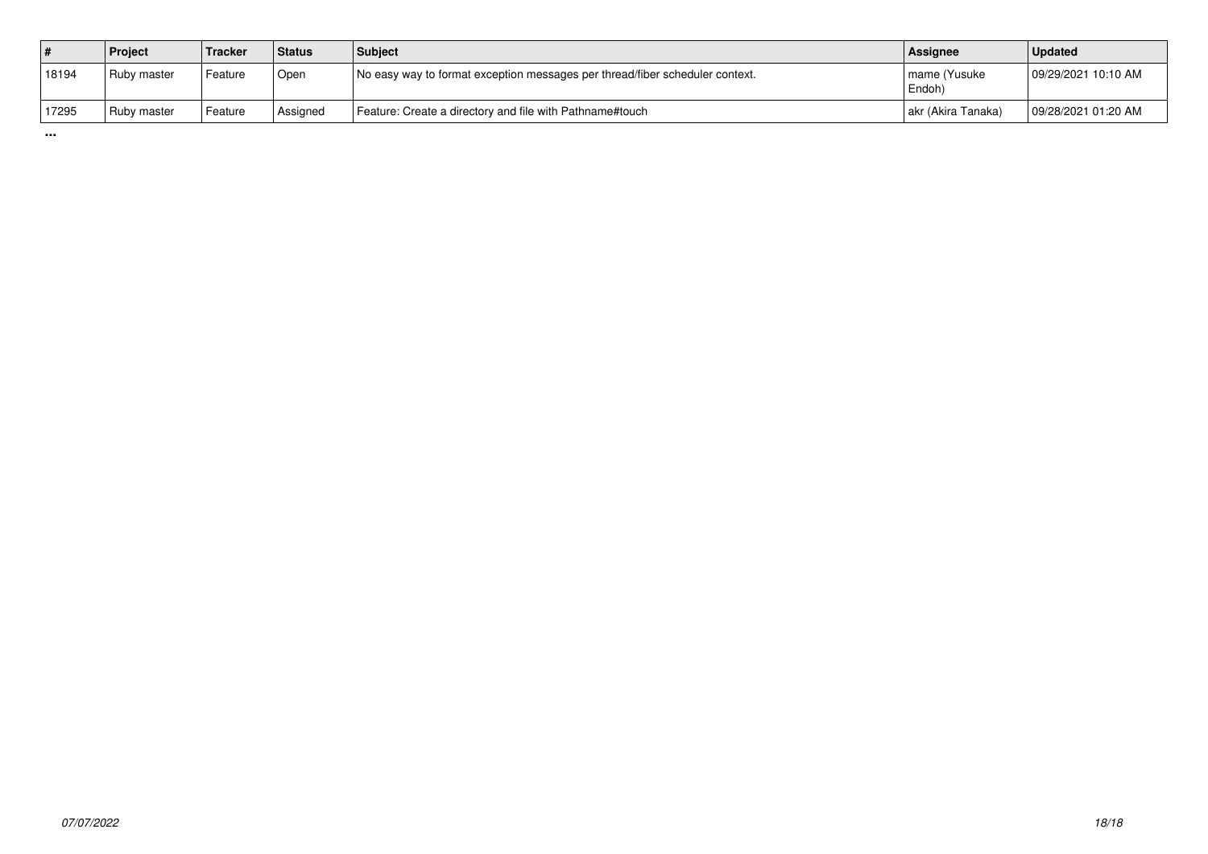| # | Project | Tracker | Status | Subject | Assignee | Updated |
|---|---|---|---|---|---|---|
| 18194 | Ruby master | Feature | Open | No easy way to format exception messages per thread/fiber scheduler context. | mame (Yusuke Endoh) | 09/29/2021 10:10 AM |
| 17295 | Ruby master | Feature | Assigned | Feature: Create a directory and file with Pathname#touch | akr (Akira Tanaka) | 09/28/2021 01:20 AM |

...